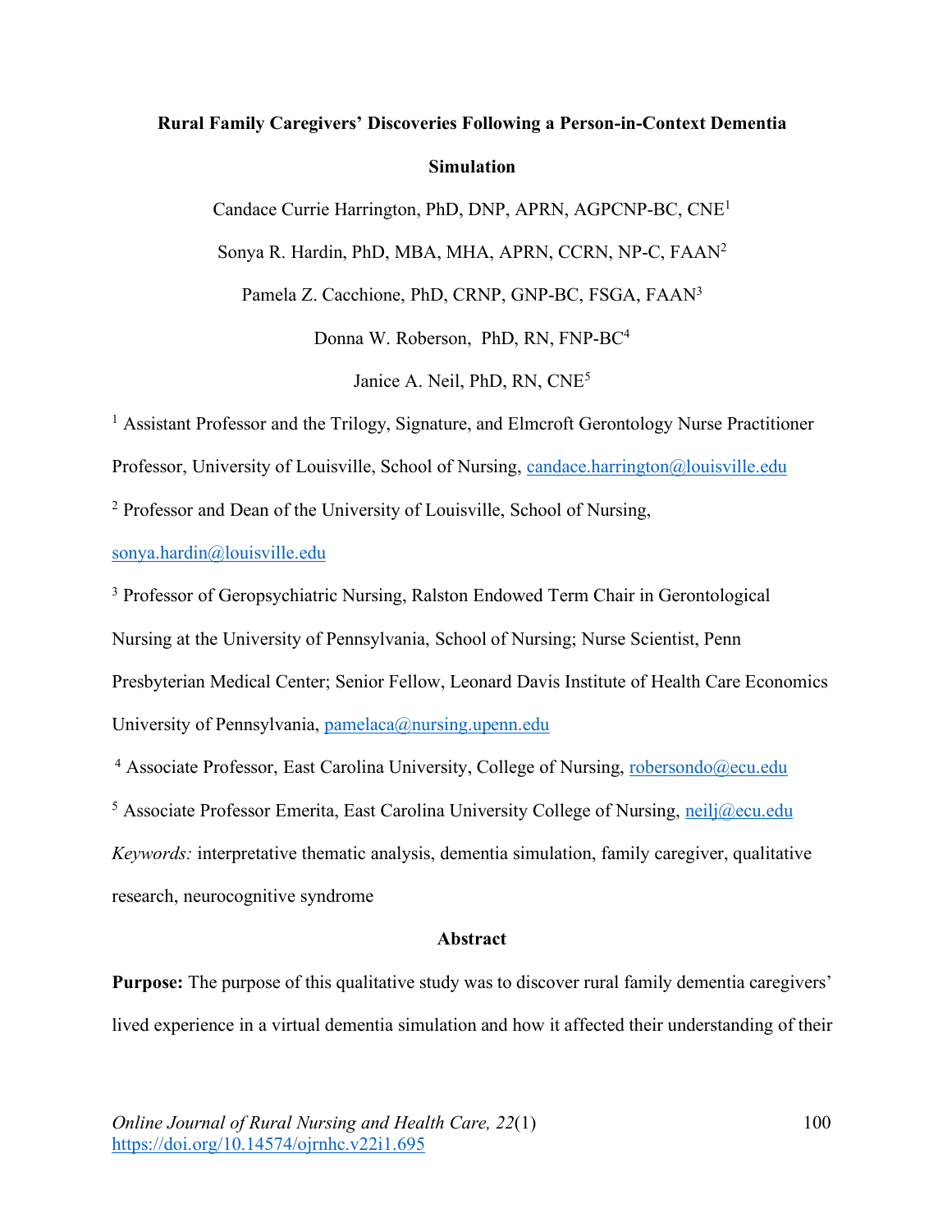# Rural Family Caregivers' Discoveries Following a Person-in-Context Dementia Simulation

Candace Currie Harrington, PhD, DNP, APRN, AGPCNP-BC, CNE[1]

Sonya R. Hardin, PhD, MBA, MHA, APRN, CCRN, NP-C, FAAN[2]

Pamela Z. Cacchione, PhD, CRNP, GNP-BC, FSGA, FAAN[3]

Donna W. Roberson, PhD, RN, FNP-BC[4]

Janice A. Neil, PhD, RN, CNE[5]

[1] Assistant Professor and the Trilogy, Signature, and Elmcroft Gerontology Nurse Practitioner Professor, University of Louisville, School of Nursing, candace.harrington@louisville.edu

[2] Professor and Dean of the University of Louisville, School of Nursing, sonya.hardin@louisville.edu

[3] Professor of Geropsychiatric Nursing, Ralston Endowed Term Chair in Gerontological Nursing at the University of Pennsylvania, School of Nursing; Nurse Scientist, Penn Presbyterian Medical Center; Senior Fellow, Leonard Davis Institute of Health Care Economics University of Pennsylvania, pamelaca@nursing.upenn.edu

[4] Associate Professor, East Carolina University, College of Nursing, robersondo@ecu.edu

[5] Associate Professor Emerita, East Carolina University College of Nursing, neilj@ecu.edu

*Keywords:* interpretative thematic analysis, dementia simulation, family caregiver, qualitative research, neurocognitive syndrome

## Abstract

**Purpose:** The purpose of this qualitative study was to discover rural family dementia caregivers' lived experience in a virtual dementia simulation and how it affected their understanding of their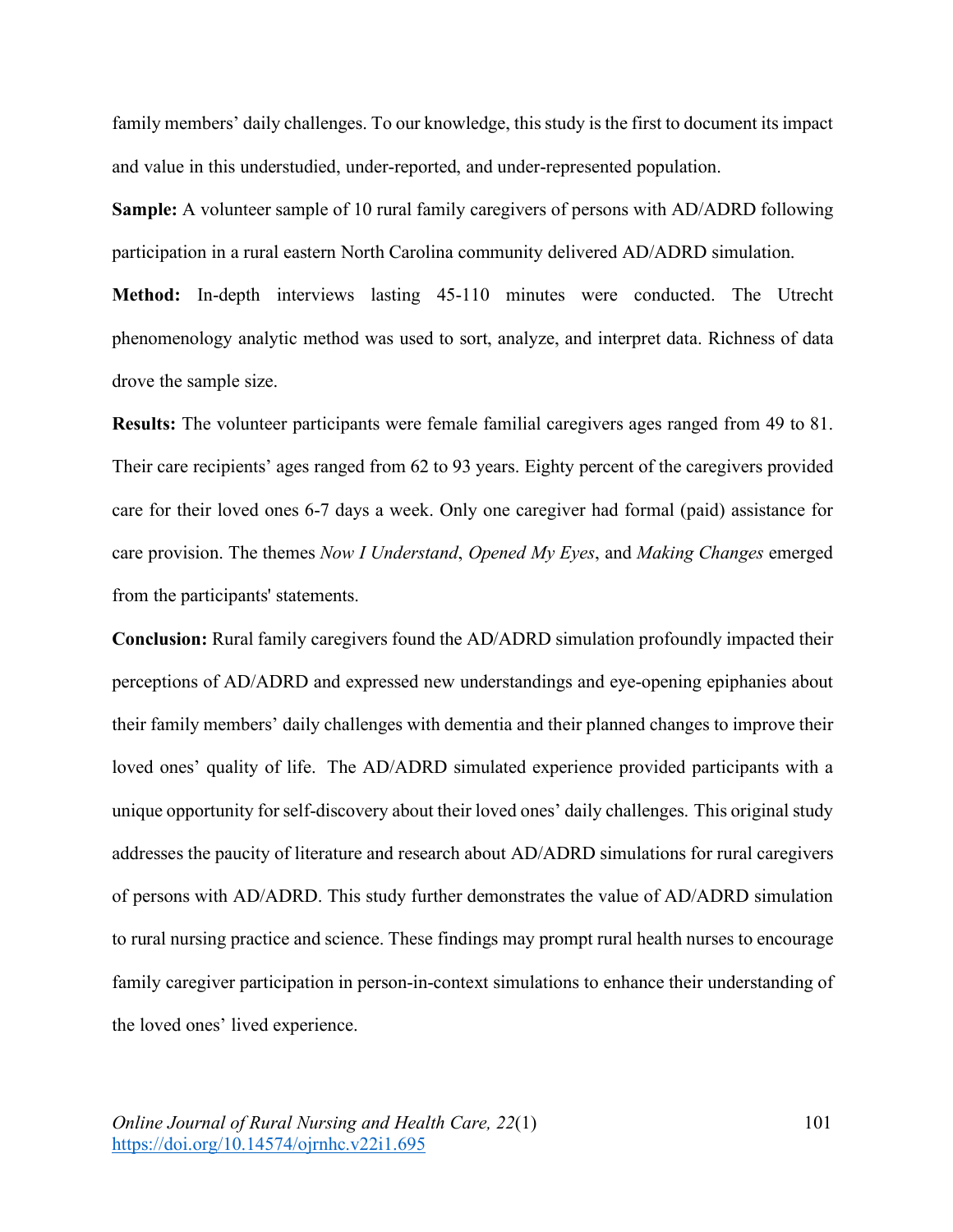family members' daily challenges. To our knowledge, this study is the first to document its impact and value in this understudied, under-reported, and under-represented population.

**Sample:** A volunteer sample of 10 rural family caregivers of persons with AD/ADRD following participation in a rural eastern North Carolina community delivered AD/ADRD simulation.

**Method:** In-depth interviews lasting 45-110 minutes were conducted. The Utrecht phenomenology analytic method was used to sort, analyze, and interpret data. Richness of data drove the sample size.

**Results:** The volunteer participants were female familial caregivers ages ranged from 49 to 81. Their care recipients' ages ranged from 62 to 93 years. Eighty percent of the caregivers provided care for their loved ones 6-7 days a week. Only one caregiver had formal (paid) assistance for care provision. The themes *Now I Understand*, *Opened My Eyes*, and *Making Changes* emerged from the participants' statements.

**Conclusion:** Rural family caregivers found the AD/ADRD simulation profoundly impacted their perceptions of AD/ADRD and expressed new understandings and eye-opening epiphanies about their family members' daily challenges with dementia and their planned changes to improve their loved ones' quality of life. The AD/ADRD simulated experience provided participants with a unique opportunity for self-discovery about their loved ones' daily challenges. This original study addresses the paucity of literature and research about AD/ADRD simulations for rural caregivers of persons with AD/ADRD. This study further demonstrates the value of AD/ADRD simulation to rural nursing practice and science. These findings may prompt rural health nurses to encourage family caregiver participation in person-in-context simulations to enhance their understanding of the loved ones' lived experience.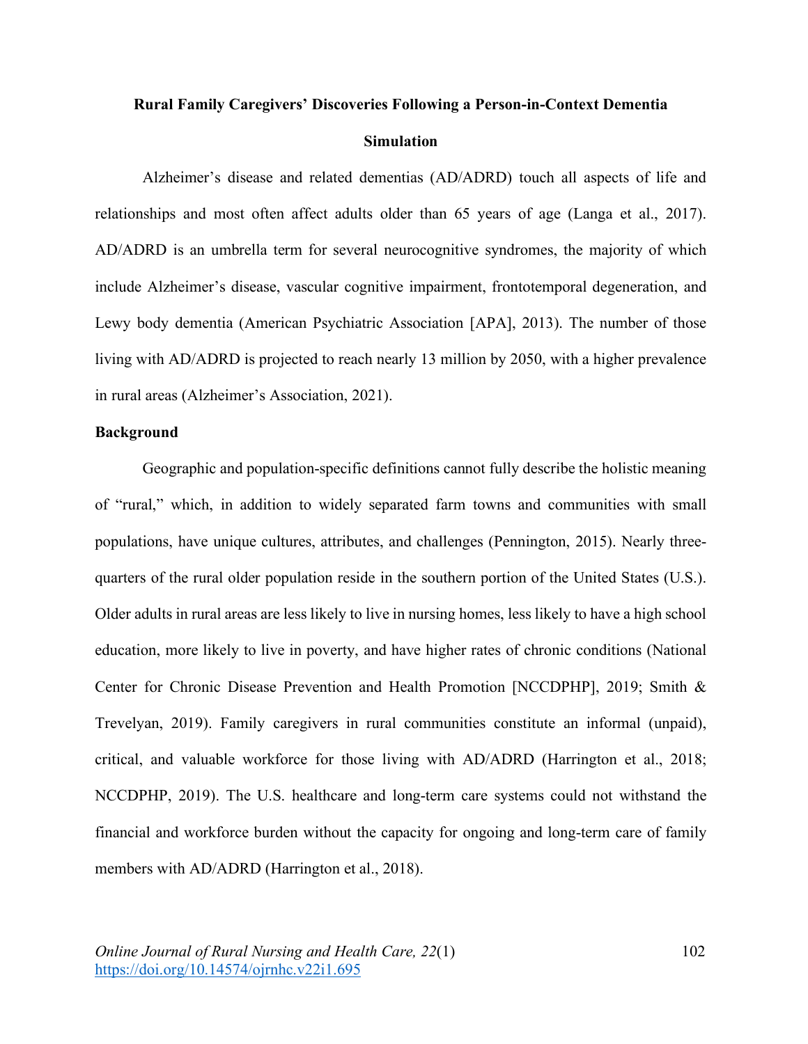# Rural Family Caregivers' Discoveries Following a Person-in-Context Dementia Simulation

Alzheimer's disease and related dementias (AD/ADRD) touch all aspects of life and relationships and most often affect adults older than 65 years of age (Langa et al., 2017). AD/ADRD is an umbrella term for several neurocognitive syndromes, the majority of which include Alzheimer's disease, vascular cognitive impairment, frontotemporal degeneration, and Lewy body dementia (American Psychiatric Association [APA], 2013). The number of those living with AD/ADRD is projected to reach nearly 13 million by 2050, with a higher prevalence in rural areas (Alzheimer's Association, 2021).

## Background

Geographic and population-specific definitions cannot fully describe the holistic meaning of "rural," which, in addition to widely separated farm towns and communities with small populations, have unique cultures, attributes, and challenges (Pennington, 2015). Nearly three-quarters of the rural older population reside in the southern portion of the United States (U.S.). Older adults in rural areas are less likely to live in nursing homes, less likely to have a high school education, more likely to live in poverty, and have higher rates of chronic conditions (National Center for Chronic Disease Prevention and Health Promotion [NCCDPHP], 2019; Smith & Trevelyan, 2019). Family caregivers in rural communities constitute an informal (unpaid), critical, and valuable workforce for those living with AD/ADRD (Harrington et al., 2018; NCCDPHP, 2019). The U.S. healthcare and long-term care systems could not withstand the financial and workforce burden without the capacity for ongoing and long-term care of family members with AD/ADRD (Harrington et al., 2018).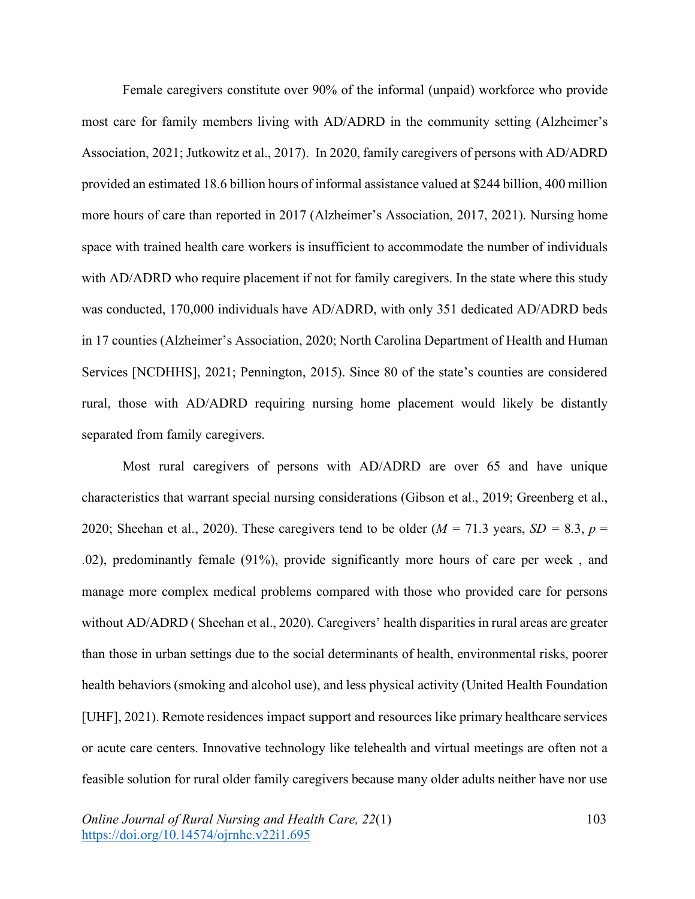Female caregivers constitute over 90% of the informal (unpaid) workforce who provide most care for family members living with AD/ADRD in the community setting (Alzheimer's Association, 2021; Jutkowitz et al., 2017). In 2020, family caregivers of persons with AD/ADRD provided an estimated 18.6 billion hours of informal assistance valued at $244 billion, 400 million more hours of care than reported in 2017 (Alzheimer's Association, 2017, 2021). Nursing home space with trained health care workers is insufficient to accommodate the number of individuals with AD/ADRD who require placement if not for family caregivers. In the state where this study was conducted, 170,000 individuals have AD/ADRD, with only 351 dedicated AD/ADRD beds in 17 counties (Alzheimer's Association, 2020; North Carolina Department of Health and Human Services [NCDHHS], 2021; Pennington, 2015). Since 80 of the state's counties are considered rural, those with AD/ADRD requiring nursing home placement would likely be distantly separated from family caregivers.

Most rural caregivers of persons with AD/ADRD are over 65 and have unique characteristics that warrant special nursing considerations (Gibson et al., 2019; Greenberg et al., 2020; Sheehan et al., 2020). These caregivers tend to be older ($M$ = 71.3 years, $SD$ = 8.3, $p$ = .02), predominantly female (91%), provide significantly more hours of care per week , and manage more complex medical problems compared with those who provided care for persons without AD/ADRD ( Sheehan et al., 2020). Caregivers' health disparities in rural areas are greater than those in urban settings due to the social determinants of health, environmental risks, poorer health behaviors (smoking and alcohol use), and less physical activity (United Health Foundation [UHF], 2021). Remote residences impact support and resources like primary healthcare services or acute care centers. Innovative technology like telehealth and virtual meetings are often not a feasible solution for rural older family caregivers because many older adults neither have nor use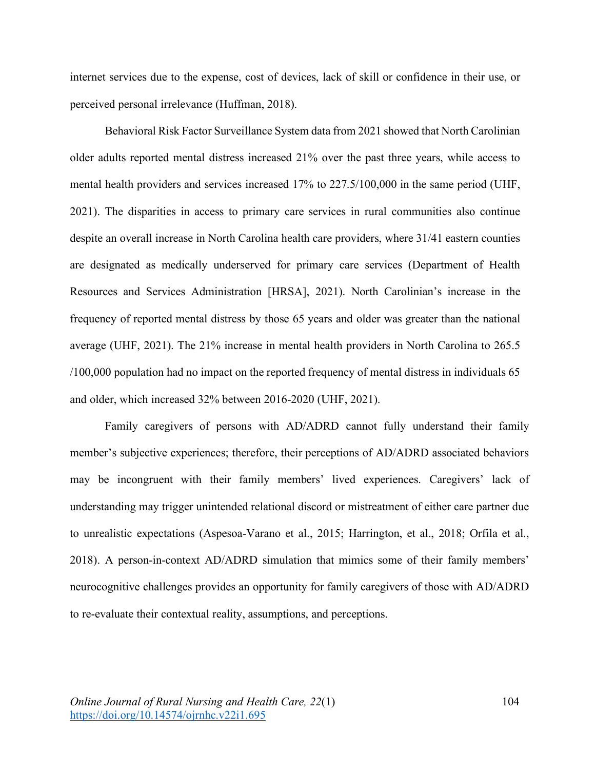internet services due to the expense, cost of devices, lack of skill or confidence in their use, or perceived personal irrelevance (Huffman, 2018).

Behavioral Risk Factor Surveillance System data from 2021 showed that North Carolinian older adults reported mental distress increased 21% over the past three years, while access to mental health providers and services increased 17% to 227.5/100,000 in the same period (UHF, 2021). The disparities in access to primary care services in rural communities also continue despite an overall increase in North Carolina health care providers, where 31/41 eastern counties are designated as medically underserved for primary care services (Department of Health Resources and Services Administration [HRSA], 2021). North Carolinian's increase in the frequency of reported mental distress by those 65 years and older was greater than the national average (UHF, 2021). The 21% increase in mental health providers in North Carolina to 265.5 /100,000 population had no impact on the reported frequency of mental distress in individuals 65 and older, which increased 32% between 2016-2020 (UHF, 2021).

Family caregivers of persons with AD/ADRD cannot fully understand their family member's subjective experiences; therefore, their perceptions of AD/ADRD associated behaviors may be incongruent with their family members' lived experiences. Caregivers' lack of understanding may trigger unintended relational discord or mistreatment of either care partner due to unrealistic expectations (Aspesoa-Varano et al., 2015; Harrington, et al., 2018; Orfila et al., 2018). A person-in-context AD/ADRD simulation that mimics some of their family members' neurocognitive challenges provides an opportunity for family caregivers of those with AD/ADRD to re-evaluate their contextual reality, assumptions, and perceptions.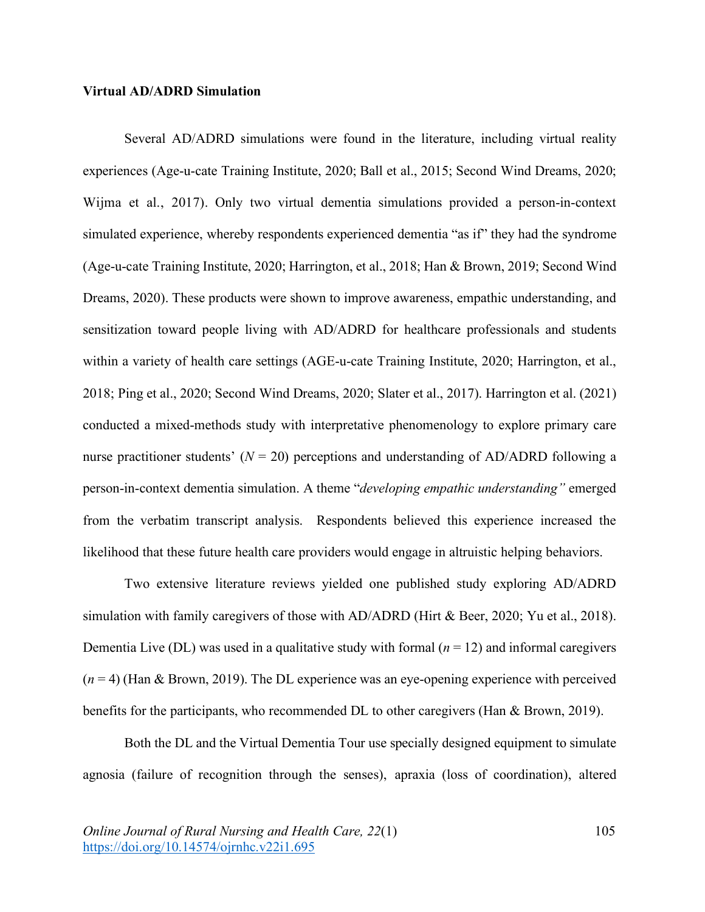**Virtual AD/ADRD Simulation**

Several AD/ADRD simulations were found in the literature, including virtual reality experiences (Age-u-cate Training Institute, 2020; Ball et al., 2015; Second Wind Dreams, 2020; Wijma et al., 2017). Only two virtual dementia simulations provided a person-in-context simulated experience, whereby respondents experienced dementia "as if" they had the syndrome (Age-u-cate Training Institute, 2020; Harrington, et al., 2018; Han & Brown, 2019; Second Wind Dreams, 2020). These products were shown to improve awareness, empathic understanding, and sensitization toward people living with AD/ADRD for healthcare professionals and students within a variety of health care settings (AGE-u-cate Training Institute, 2020; Harrington, et al., 2018; Ping et al., 2020; Second Wind Dreams, 2020; Slater et al., 2017). Harrington et al. (2021) conducted a mixed-methods study with interpretative phenomenology to explore primary care nurse practitioner students' (*N* = 20) perceptions and understanding of AD/ADRD following a person-in-context dementia simulation. A theme "*developing empathic understanding"* emerged from the verbatim transcript analysis. Respondents believed this experience increased the likelihood that these future health care providers would engage in altruistic helping behaviors.

Two extensive literature reviews yielded one published study exploring AD/ADRD simulation with family caregivers of those with AD/ADRD (Hirt & Beer, 2020; Yu et al., 2018). Dementia Live (DL) was used in a qualitative study with formal (*n* = 12) and informal caregivers (*n* = 4) (Han & Brown, 2019). The DL experience was an eye-opening experience with perceived benefits for the participants, who recommended DL to other caregivers (Han & Brown, 2019).

Both the DL and the Virtual Dementia Tour use specially designed equipment to simulate agnosia (failure of recognition through the senses), apraxia (loss of coordination), altered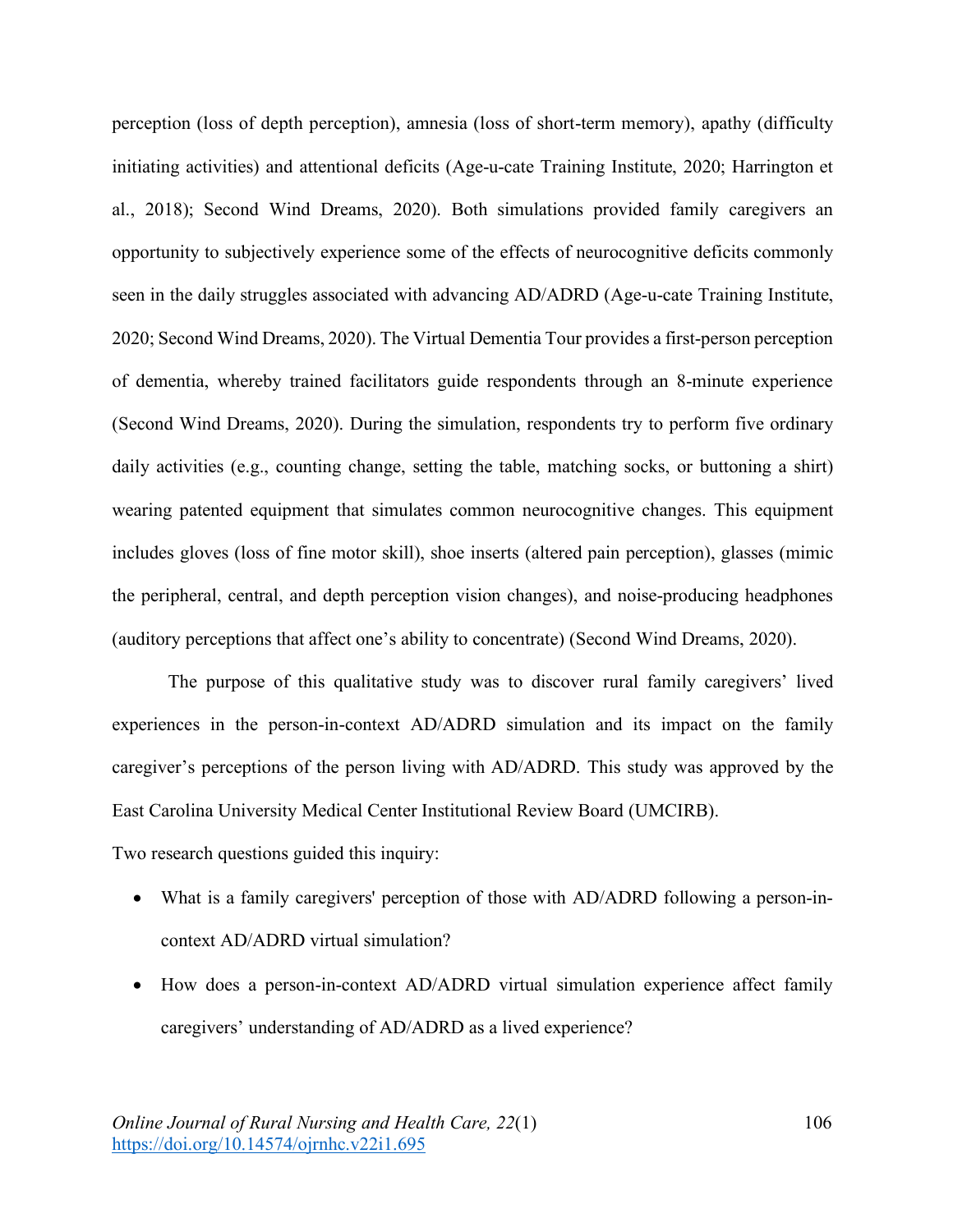perception (loss of depth perception), amnesia (loss of short-term memory), apathy (difficulty initiating activities) and attentional deficits (Age-u-cate Training Institute, 2020; Harrington et al., 2018); Second Wind Dreams, 2020). Both simulations provided family caregivers an opportunity to subjectively experience some of the effects of neurocognitive deficits commonly seen in the daily struggles associated with advancing AD/ADRD (Age-u-cate Training Institute, 2020; Second Wind Dreams, 2020). The Virtual Dementia Tour provides a first-person perception of dementia, whereby trained facilitators guide respondents through an 8-minute experience (Second Wind Dreams, 2020). During the simulation, respondents try to perform five ordinary daily activities (e.g., counting change, setting the table, matching socks, or buttoning a shirt) wearing patented equipment that simulates common neurocognitive changes. This equipment includes gloves (loss of fine motor skill), shoe inserts (altered pain perception), glasses (mimic the peripheral, central, and depth perception vision changes), and noise-producing headphones (auditory perceptions that affect one's ability to concentrate) (Second Wind Dreams, 2020).

The purpose of this qualitative study was to discover rural family caregivers' lived experiences in the person-in-context AD/ADRD simulation and its impact on the family caregiver's perceptions of the person living with AD/ADRD. This study was approved by the East Carolina University Medical Center Institutional Review Board (UMCIRB).

Two research questions guided this inquiry:

- What is a family caregivers' perception of those with AD/ADRD following a person-in-context AD/ADRD virtual simulation?
- How does a person-in-context AD/ADRD virtual simulation experience affect family caregivers' understanding of AD/ADRD as a lived experience?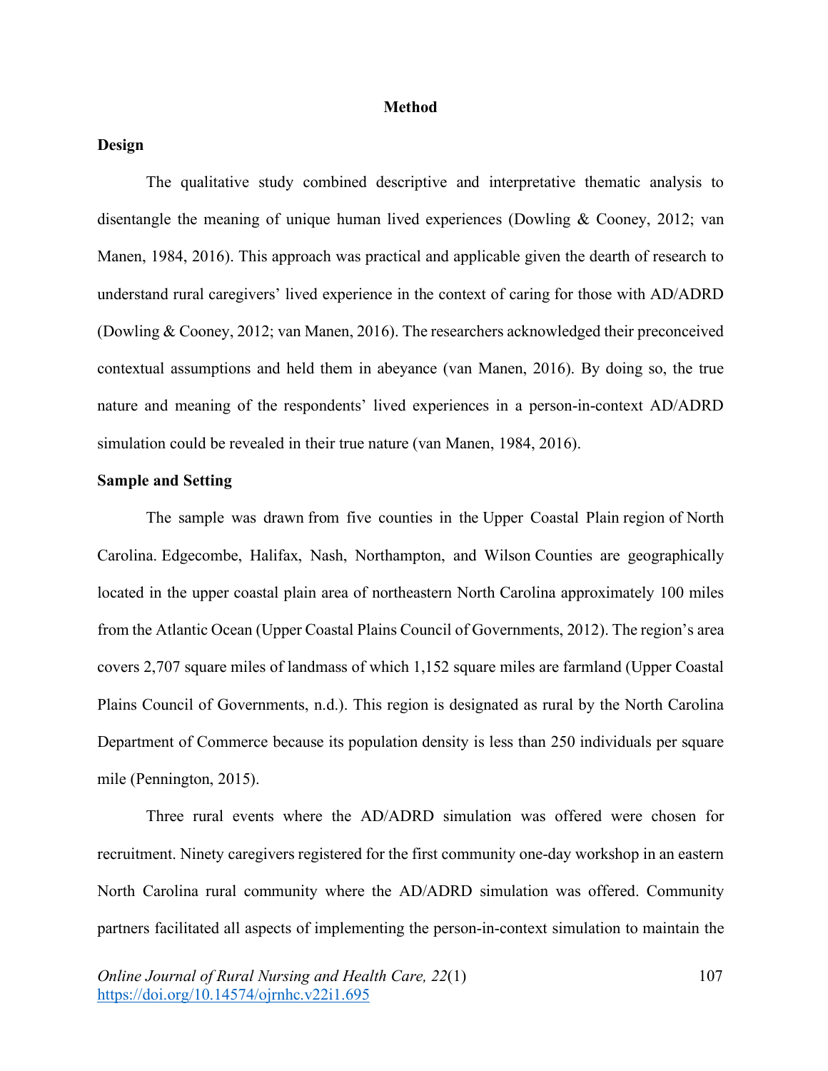## Method

### Design

The qualitative study combined descriptive and interpretative thematic analysis to disentangle the meaning of unique human lived experiences (Dowling & Cooney, 2012; van Manen, 1984, 2016). This approach was practical and applicable given the dearth of research to understand rural caregivers' lived experience in the context of caring for those with AD/ADRD (Dowling & Cooney, 2012; van Manen, 2016). The researchers acknowledged their preconceived contextual assumptions and held them in abeyance (van Manen, 2016). By doing so, the true nature and meaning of the respondents' lived experiences in a person-in-context AD/ADRD simulation could be revealed in their true nature (van Manen, 1984, 2016).

### Sample and Setting

The sample was drawn from five counties in the Upper Coastal Plain region of North Carolina. Edgecombe, Halifax, Nash, Northampton, and Wilson Counties are geographically located in the upper coastal plain area of northeastern North Carolina approximately 100 miles from the Atlantic Ocean (Upper Coastal Plains Council of Governments, 2012). The region's area covers 2,707 square miles of landmass of which 1,152 square miles are farmland (Upper Coastal Plains Council of Governments, n.d.). This region is designated as rural by the North Carolina Department of Commerce because its population density is less than 250 individuals per square mile (Pennington, 2015).

Three rural events where the AD/ADRD simulation was offered were chosen for recruitment. Ninety caregivers registered for the first community one-day workshop in an eastern North Carolina rural community where the AD/ADRD simulation was offered. Community partners facilitated all aspects of implementing the person-in-context simulation to maintain the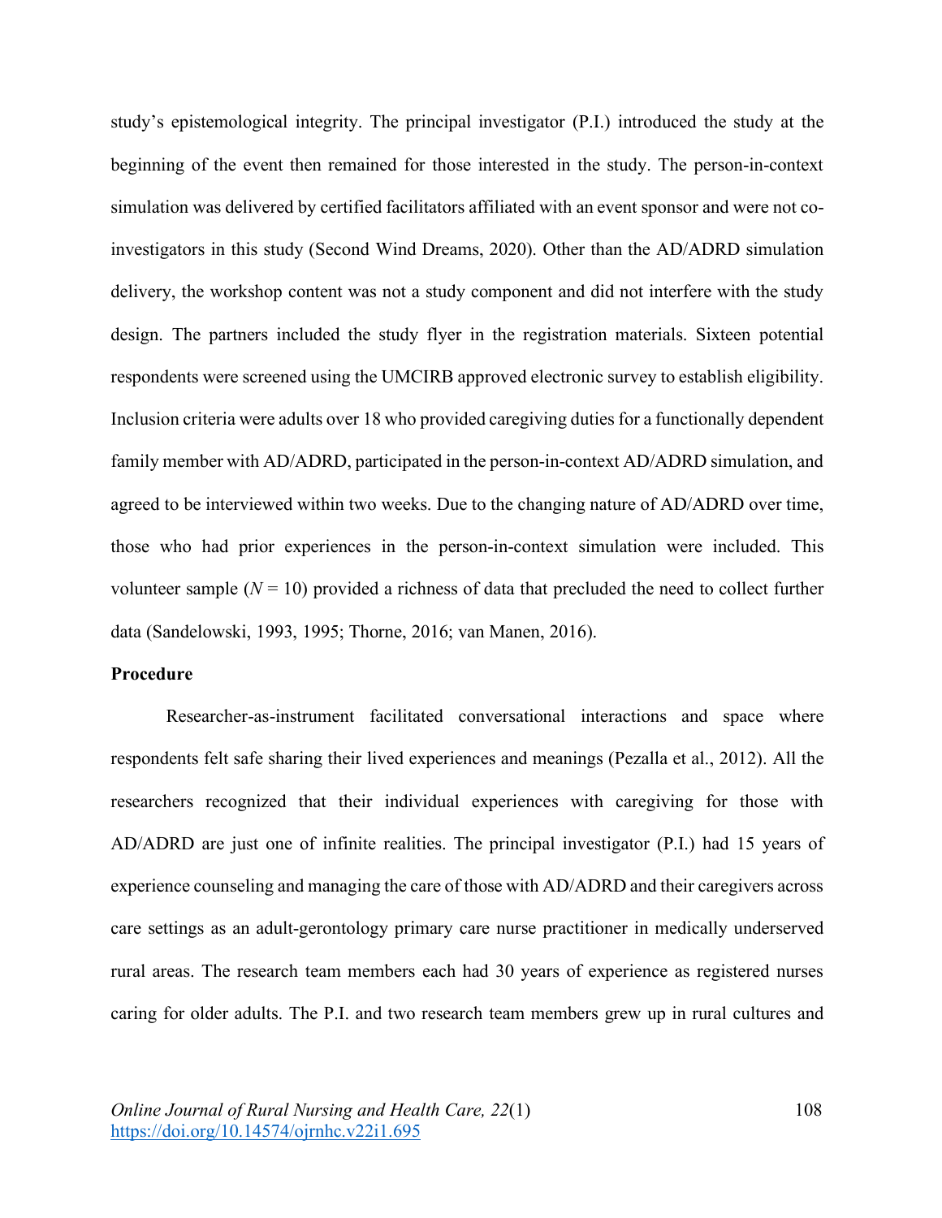study's epistemological integrity. The principal investigator (P.I.) introduced the study at the beginning of the event then remained for those interested in the study. The person-in-context simulation was delivered by certified facilitators affiliated with an event sponsor and were not co-investigators in this study (Second Wind Dreams, 2020). Other than the AD/ADRD simulation delivery, the workshop content was not a study component and did not interfere with the study design. The partners included the study flyer in the registration materials. Sixteen potential respondents were screened using the UMCIRB approved electronic survey to establish eligibility. Inclusion criteria were adults over 18 who provided caregiving duties for a functionally dependent family member with AD/ADRD, participated in the person-in-context AD/ADRD simulation, and agreed to be interviewed within two weeks. Due to the changing nature of AD/ADRD over time, those who had prior experiences in the person-in-context simulation were included. This volunteer sample (*N* = 10) provided a richness of data that precluded the need to collect further data (Sandelowski, 1993, 1995; Thorne, 2016; van Manen, 2016).

**Procedure**

Researcher-as-instrument facilitated conversational interactions and space where respondents felt safe sharing their lived experiences and meanings (Pezalla et al., 2012). All the researchers recognized that their individual experiences with caregiving for those with AD/ADRD are just one of infinite realities. The principal investigator (P.I.) had 15 years of experience counseling and managing the care of those with AD/ADRD and their caregivers across care settings as an adult-gerontology primary care nurse practitioner in medically underserved rural areas. The research team members each had 30 years of experience as registered nurses caring for older adults. The P.I. and two research team members grew up in rural cultures and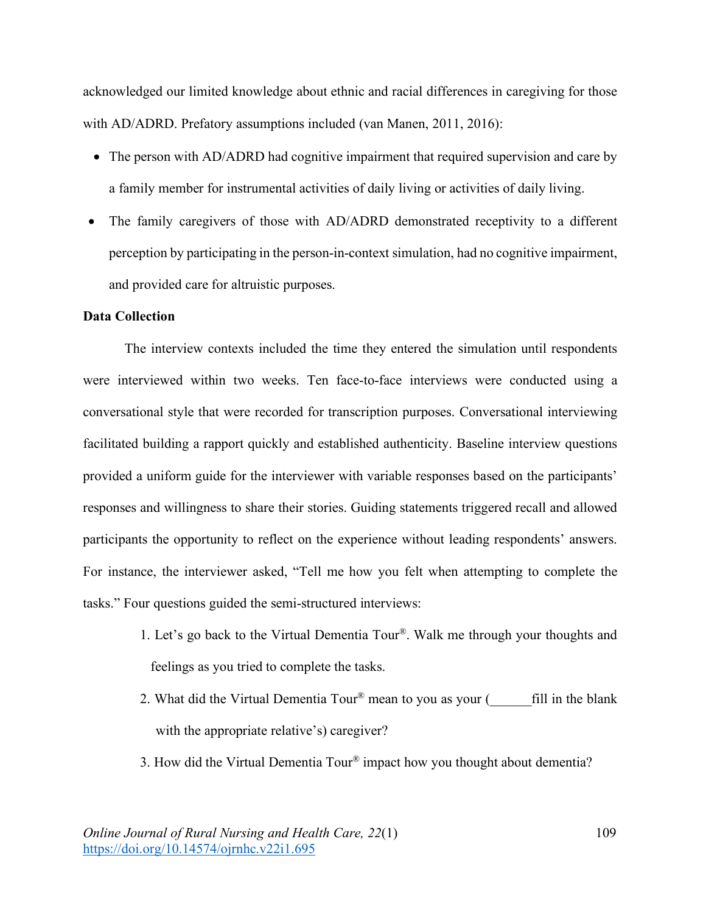acknowledged our limited knowledge about ethnic and racial differences in caregiving for those with AD/ADRD. Prefatory assumptions included (van Manen, 2011, 2016):

- The person with AD/ADRD had cognitive impairment that required supervision and care by a family member for instrumental activities of daily living or activities of daily living.
- The family caregivers of those with AD/ADRD demonstrated receptivity to a different perception by participating in the person-in-context simulation, had no cognitive impairment, and provided care for altruistic purposes.

**Data Collection**

The interview contexts included the time they entered the simulation until respondents were interviewed within two weeks. Ten face-to-face interviews were conducted using a conversational style that were recorded for transcription purposes. Conversational interviewing facilitated building a rapport quickly and established authenticity. Baseline interview questions provided a uniform guide for the interviewer with variable responses based on the participants' responses and willingness to share their stories. Guiding statements triggered recall and allowed participants the opportunity to reflect on the experience without leading respondents' answers. For instance, the interviewer asked, "Tell me how you felt when attempting to complete the tasks." Four questions guided the semi-structured interviews:

1. Let's go back to the Virtual Dementia Tour®. Walk me through your thoughts and feelings as you tried to complete the tasks.
2. What did the Virtual Dementia Tour® mean to you as your (______fill in the blank with the appropriate relative's) caregiver?
3. How did the Virtual Dementia Tour® impact how you thought about dementia?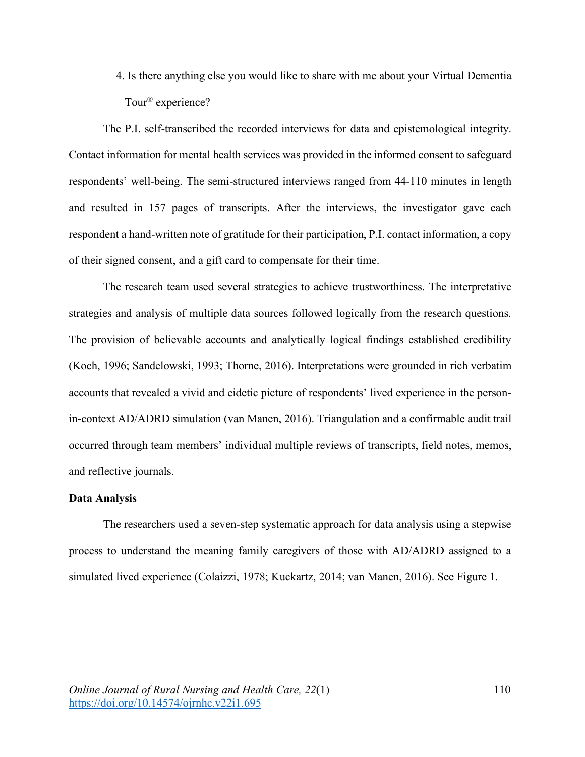4. Is there anything else you would like to share with me about your Virtual Dementia Tour® experience?

The P.I. self-transcribed the recorded interviews for data and epistemological integrity. Contact information for mental health services was provided in the informed consent to safeguard respondents' well-being. The semi-structured interviews ranged from 44-110 minutes in length and resulted in 157 pages of transcripts. After the interviews, the investigator gave each respondent a hand-written note of gratitude for their participation, P.I. contact information, a copy of their signed consent, and a gift card to compensate for their time.

The research team used several strategies to achieve trustworthiness. The interpretative strategies and analysis of multiple data sources followed logically from the research questions. The provision of believable accounts and analytically logical findings established credibility (Koch, 1996; Sandelowski, 1993; Thorne, 2016). Interpretations were grounded in rich verbatim accounts that revealed a vivid and eidetic picture of respondents' lived experience in the person-in-context AD/ADRD simulation (van Manen, 2016). Triangulation and a confirmable audit trail occurred through team members' individual multiple reviews of transcripts, field notes, memos, and reflective journals.

**Data Analysis**

The researchers used a seven-step systematic approach for data analysis using a stepwise process to understand the meaning family caregivers of those with AD/ADRD assigned to a simulated lived experience (Colaizzi, 1978; Kuckartz, 2014; van Manen, 2016). See Figure 1.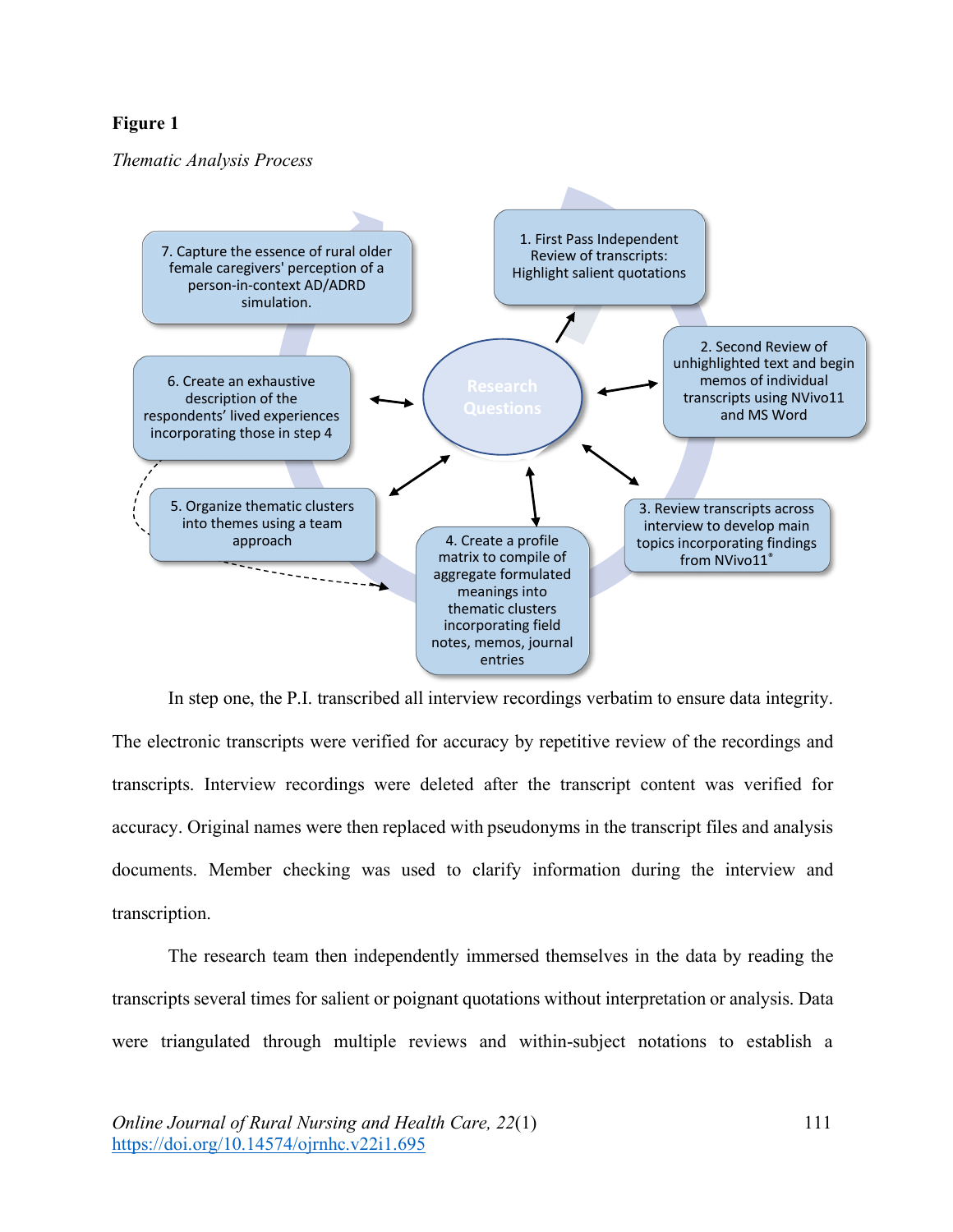**Figure 1**

*Thematic Analysis Process*

Research Questions

1. First Pass Independent Review of transcripts: Highlight salient quotations

2. Second Review of unhighlighted text and begin memos of individual transcripts using NVivo11 and MS Word

3. Review transcripts across interview to develop main topics incorporating findings from NVivo11®

4. Create a profile matrix to compile of aggregate formulated meanings into thematic clusters incorporating field notes, memos, journal entries

5. Organize thematic clusters into themes using a team approach

6. Create an exhaustive description of the respondents' lived experiences incorporating those in step 4

7. Capture the essence of rural older female caregivers' perception of a person-in-context AD/ADRD simulation.

In step one, the P.I. transcribed all interview recordings verbatim to ensure data integrity. The electronic transcripts were verified for accuracy by repetitive review of the recordings and transcripts. Interview recordings were deleted after the transcript content was verified for accuracy. Original names were then replaced with pseudonyms in the transcript files and analysis documents. Member checking was used to clarify information during the interview and transcription.

The research team then independently immersed themselves in the data by reading the transcripts several times for salient or poignant quotations without interpretation or analysis. Data were triangulated through multiple reviews and within-subject notations to establish a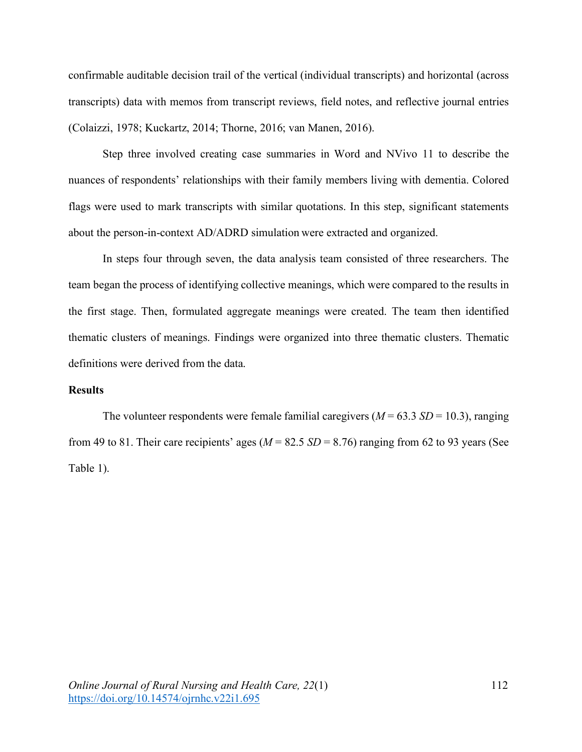confirmable auditable decision trail of the vertical (individual transcripts) and horizontal (across transcripts) data with memos from transcript reviews, field notes, and reflective journal entries (Colaizzi, 1978; Kuckartz, 2014; Thorne, 2016; van Manen, 2016).

Step three involved creating case summaries in Word and NVivo 11 to describe the nuances of respondents' relationships with their family members living with dementia. Colored flags were used to mark transcripts with similar quotations. In this step, significant statements about the person-in-context AD/ADRD simulation were extracted and organized.

In steps four through seven, the data analysis team consisted of three researchers. The team began the process of identifying collective meanings, which were compared to the results in the first stage. Then, formulated aggregate meanings were created. The team then identified thematic clusters of meanings. Findings were organized into three thematic clusters. Thematic definitions were derived from the data.

## Results

The volunteer respondents were female familial caregivers ($M = 63.3$ $SD = 10.3$), ranging from 49 to 81. Their care recipients' ages ($M = 82.5$ $SD = 8.76$) ranging from 62 to 93 years (See Table 1).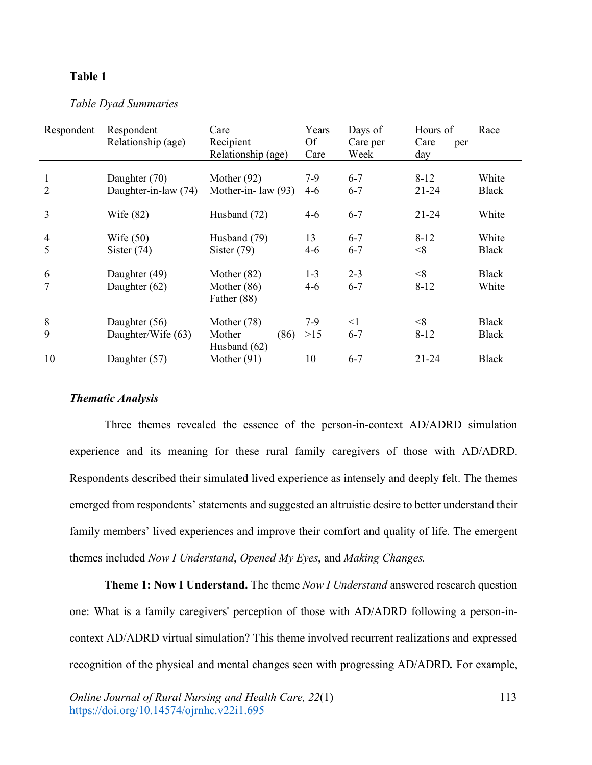**Table 1**

*Table Dyad Summaries*

| Respondent | Respondent Relationship (age) | Care Recipient Relationship (age) | Years Of Care | Days of Care per Week | Hours of Care per day | Race |
|---|---|---|---|---|---|---|
| 1 | Daughter (70) | Mother (92) | 7-9 | 6-7 | 8-12 | White |
| 2 | Daughter-in-law (74) | Mother-in- law (93) | 4-6 | 6-7 | 21-24 | Black |
| 3 | Wife (82) | Husband (72) | 4-6 | 6-7 | 21-24 | White |
| 4 | Wife (50) | Husband (79) | 13 | 6-7 | 8-12 | White |
| 5 | Sister (74) | Sister (79) | 4-6 | 6-7 | <8 | Black |
| 6 | Daughter (49) | Mother (82) | 1-3 | 2-3 | <8 | Black |
| 7 | Daughter (62) | Mother (86) Father (88) | 4-6 | 6-7 | 8-12 | White |
| 8 | Daughter (56) | Mother (78) | 7-9 | <1 | <8 | Black |
| 9 | Daughter/Wife (63) | Mother (86) Husband (62) | >15 | 6-7 | 8-12 | Black |
| 10 | Daughter (57) | Mother (91) | 10 | 6-7 | 21-24 | Black |

### *Thematic Analysis*

Three themes revealed the essence of the person-in-context AD/ADRD simulation experience and its meaning for these rural family caregivers of those with AD/ADRD. Respondents described their simulated lived experience as intensely and deeply felt. The themes emerged from respondents' statements and suggested an altruistic desire to better understand their family members' lived experiences and improve their comfort and quality of life. The emergent themes included *Now I Understand*, *Opened My Eyes*, and *Making Changes.*

**Theme 1: Now I Understand.** The theme *Now I Understand* answered research question one: What is a family caregivers' perception of those with AD/ADRD following a person-in-context AD/ADRD virtual simulation? This theme involved recurrent realizations and expressed recognition of the physical and mental changes seen with progressing AD/ADRD**.** For example,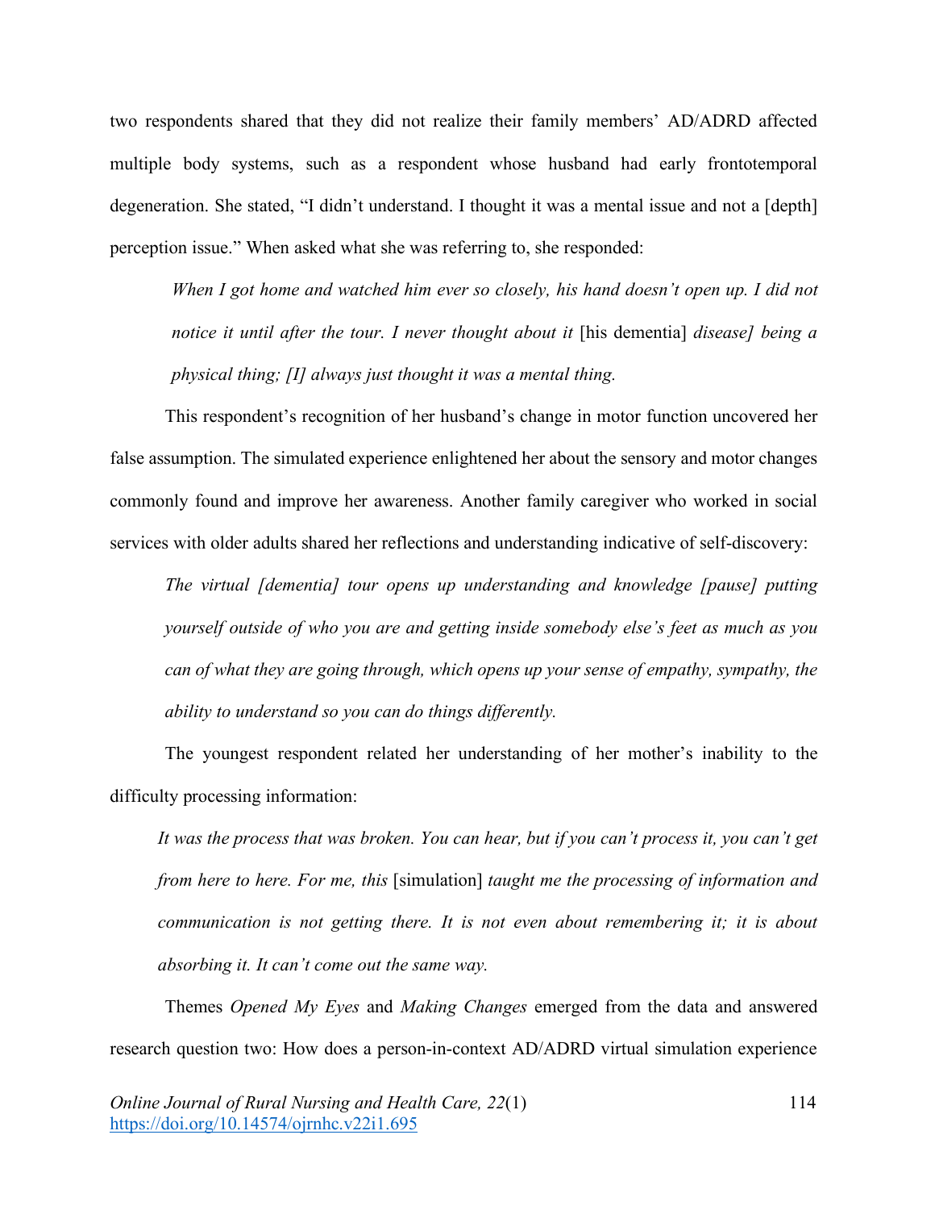two respondents shared that they did not realize their family members' AD/ADRD affected multiple body systems, such as a respondent whose husband had early frontotemporal degeneration. She stated, "I didn't understand. I thought it was a mental issue and not a [depth] perception issue." When asked what she was referring to, she responded:

> *When I got home and watched him ever so closely, his hand doesn't open up. I did not notice it until after the tour. I never thought about it* [his dementia] *disease] being a physical thing; [I] always just thought it was a mental thing.*

This respondent's recognition of her husband's change in motor function uncovered her false assumption. The simulated experience enlightened her about the sensory and motor changes commonly found and improve her awareness. Another family caregiver who worked in social services with older adults shared her reflections and understanding indicative of self-discovery:

> *The virtual [dementia] tour opens up understanding and knowledge [pause] putting yourself outside of who you are and getting inside somebody else's feet as much as you can of what they are going through, which opens up your sense of empathy, sympathy, the ability to understand so you can do things differently.*

The youngest respondent related her understanding of her mother's inability to the difficulty processing information:

> *It was the process that was broken. You can hear, but if you can't process it, you can't get from here to here. For me, this* [simulation] *taught me the processing of information and communication is not getting there. It is not even about remembering it; it is about absorbing it. It can't come out the same way.*

Themes *Opened My Eyes* and *Making Changes* emerged from the data and answered research question two: How does a person-in-context AD/ADRD virtual simulation experience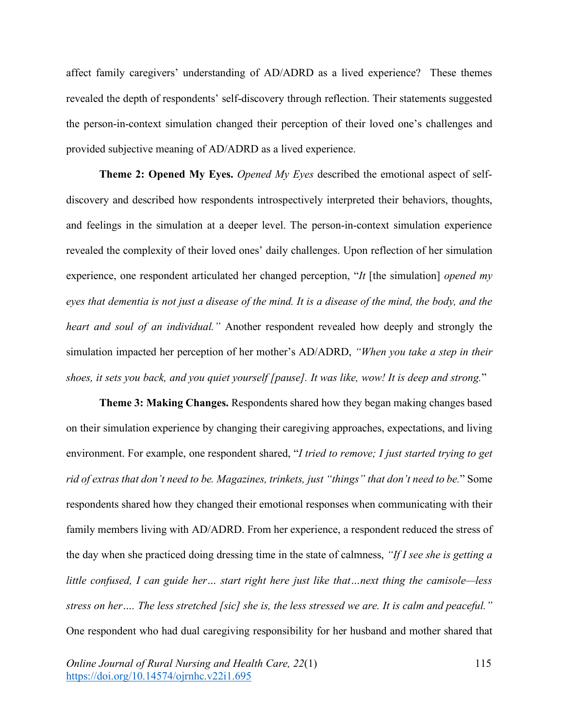affect family caregivers' understanding of AD/ADRD as a lived experience? These themes revealed the depth of respondents' self-discovery through reflection. Their statements suggested the person-in-context simulation changed their perception of their loved one's challenges and provided subjective meaning of AD/ADRD as a lived experience.

**Theme 2: Opened My Eyes.** *Opened My Eyes* described the emotional aspect of self-discovery and described how respondents introspectively interpreted their behaviors, thoughts, and feelings in the simulation at a deeper level. The person-in-context simulation experience revealed the complexity of their loved ones' daily challenges. Upon reflection of her simulation experience, one respondent articulated her changed perception, "*It* [the simulation] *opened my eyes that dementia is not just a disease of the mind. It is a disease of the mind, the body, and the heart and soul of an individual."* Another respondent revealed how deeply and strongly the simulation impacted her perception of her mother's AD/ADRD, *"When you take a step in their shoes, it sets you back, and you quiet yourself [pause]. It was like, wow! It is deep and strong.*"

**Theme 3: Making Changes.** Respondents shared how they began making changes based on their simulation experience by changing their caregiving approaches, expectations, and living environment. For example, one respondent shared, "*I tried to remove; I just started trying to get rid of extras that don't need to be. Magazines, trinkets, just "things" that don't need to be.*" Some respondents shared how they changed their emotional responses when communicating with their family members living with AD/ADRD. From her experience, a respondent reduced the stress of the day when she practiced doing dressing time in the state of calmness, *"If I see she is getting a little confused, I can guide her… start right here just like that…next thing the camisole—less stress on her…. The less stretched [sic] she is, the less stressed we are. It is calm and peaceful."* One respondent who had dual caregiving responsibility for her husband and mother shared that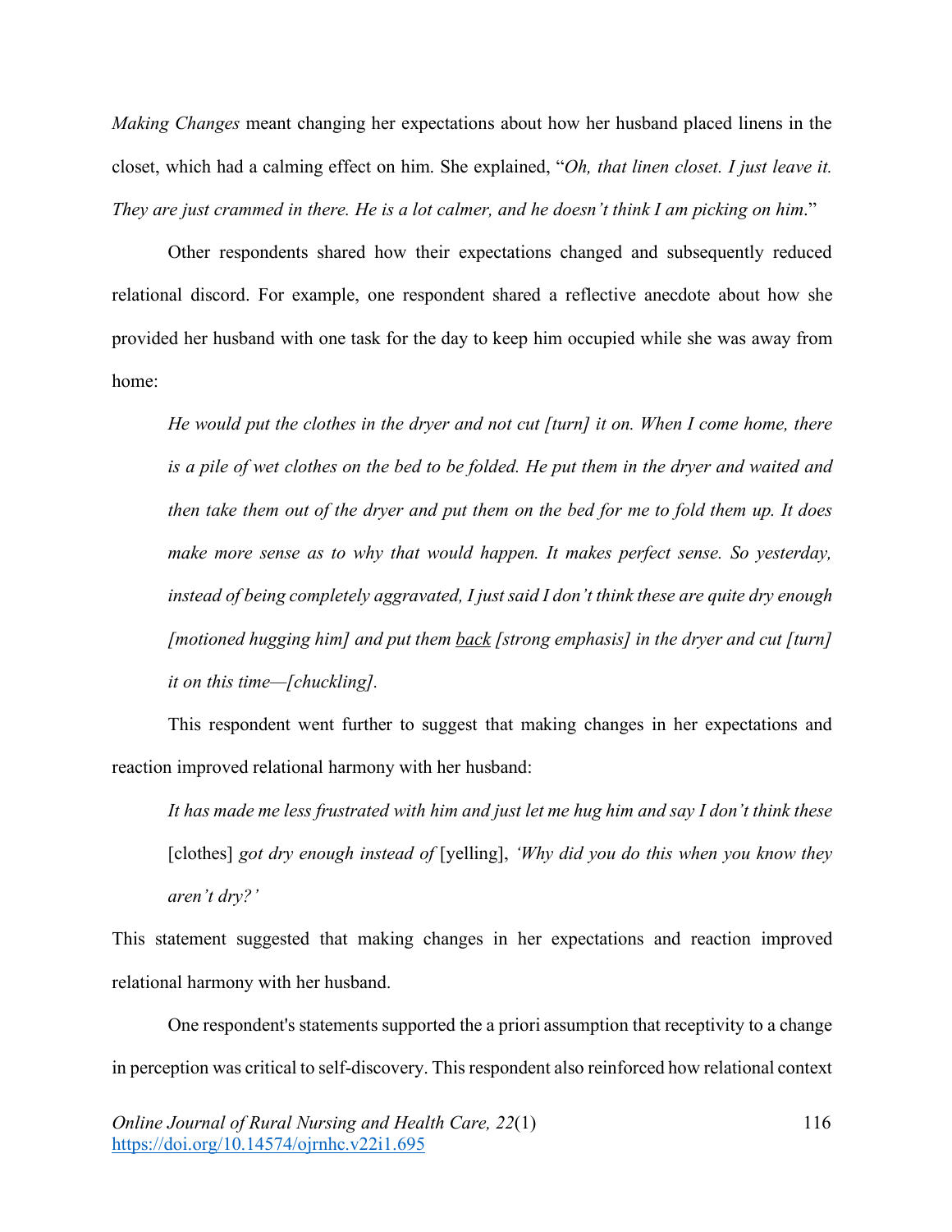*Making Changes* meant changing her expectations about how her husband placed linens in the closet, which had a calming effect on him. She explained, "*Oh, that linen closet. I just leave it. They are just crammed in there. He is a lot calmer, and he doesn't think I am picking on him*."

Other respondents shared how their expectations changed and subsequently reduced relational discord. For example, one respondent shared a reflective anecdote about how she provided her husband with one task for the day to keep him occupied while she was away from home:

> *He would put the clothes in the dryer and not cut [turn] it on. When I come home, there is a pile of wet clothes on the bed to be folded. He put them in the dryer and waited and then take them out of the dryer and put them on the bed for me to fold them up. It does make more sense as to why that would happen. It makes perfect sense. So yesterday, instead of being completely aggravated, I just said I don't think these are quite dry enough [motioned hugging him] and put them <u>back</u> [strong emphasis] in the dryer and cut [turn] it on this time—[chuckling].*

This respondent went further to suggest that making changes in her expectations and reaction improved relational harmony with her husband:

> *It has made me less frustrated with him and just let me hug him and say I don't think these* [clothes] *got dry enough instead of* [yelling], *'Why did you do this when you know they aren't dry?'*

This statement suggested that making changes in her expectations and reaction improved relational harmony with her husband.

One respondent's statements supported the a priori assumption that receptivity to a change in perception was critical to self-discovery. This respondent also reinforced how relational context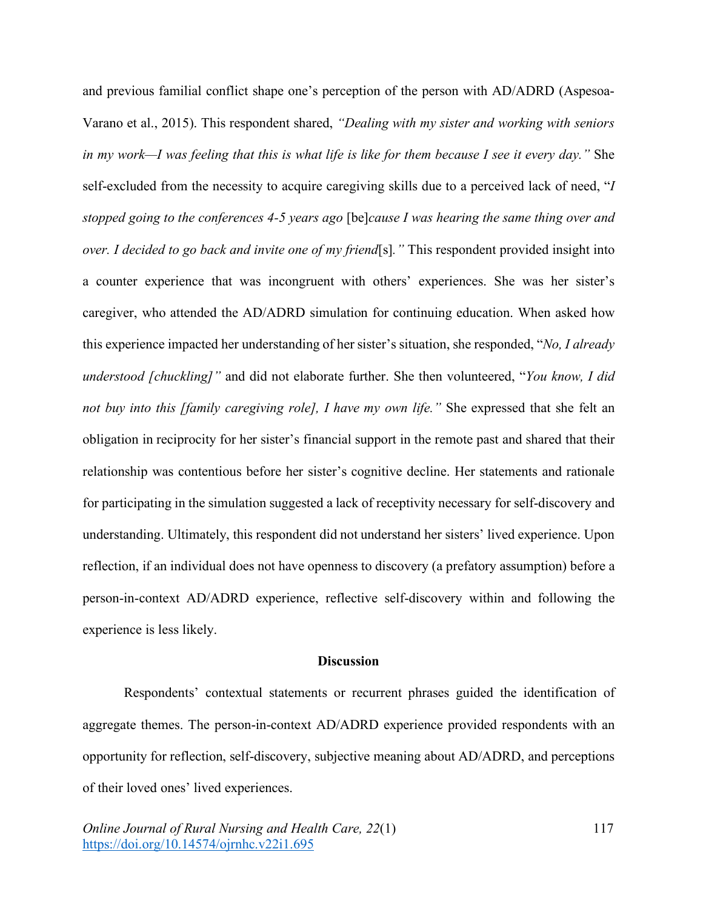and previous familial conflict shape one's perception of the person with AD/ADRD (Aspesoa-Varano et al., 2015). This respondent shared, *"Dealing with my sister and working with seniors in my work—I was feeling that this is what life is like for them because I see it every day."* She self-excluded from the necessity to acquire caregiving skills due to a perceived lack of need, "*I stopped going to the conferences 4-5 years ago* [be]*cause I was hearing the same thing over and over. I decided to go back and invite one of my friend*[s]*."* This respondent provided insight into a counter experience that was incongruent with others' experiences. She was her sister's caregiver, who attended the AD/ADRD simulation for continuing education. When asked how this experience impacted her understanding of her sister's situation, she responded, "*No, I already understood [chuckling]"* and did not elaborate further. She then volunteered, "*You know, I did not buy into this [family caregiving role], I have my own life."* She expressed that she felt an obligation in reciprocity for her sister's financial support in the remote past and shared that their relationship was contentious before her sister's cognitive decline. Her statements and rationale for participating in the simulation suggested a lack of receptivity necessary for self-discovery and understanding. Ultimately, this respondent did not understand her sisters' lived experience. Upon reflection, if an individual does not have openness to discovery (a prefatory assumption) before a person-in-context AD/ADRD experience, reflective self-discovery within and following the experience is less likely.

## Discussion

Respondents' contextual statements or recurrent phrases guided the identification of aggregate themes. The person-in-context AD/ADRD experience provided respondents with an opportunity for reflection, self-discovery, subjective meaning about AD/ADRD, and perceptions of their loved ones' lived experiences.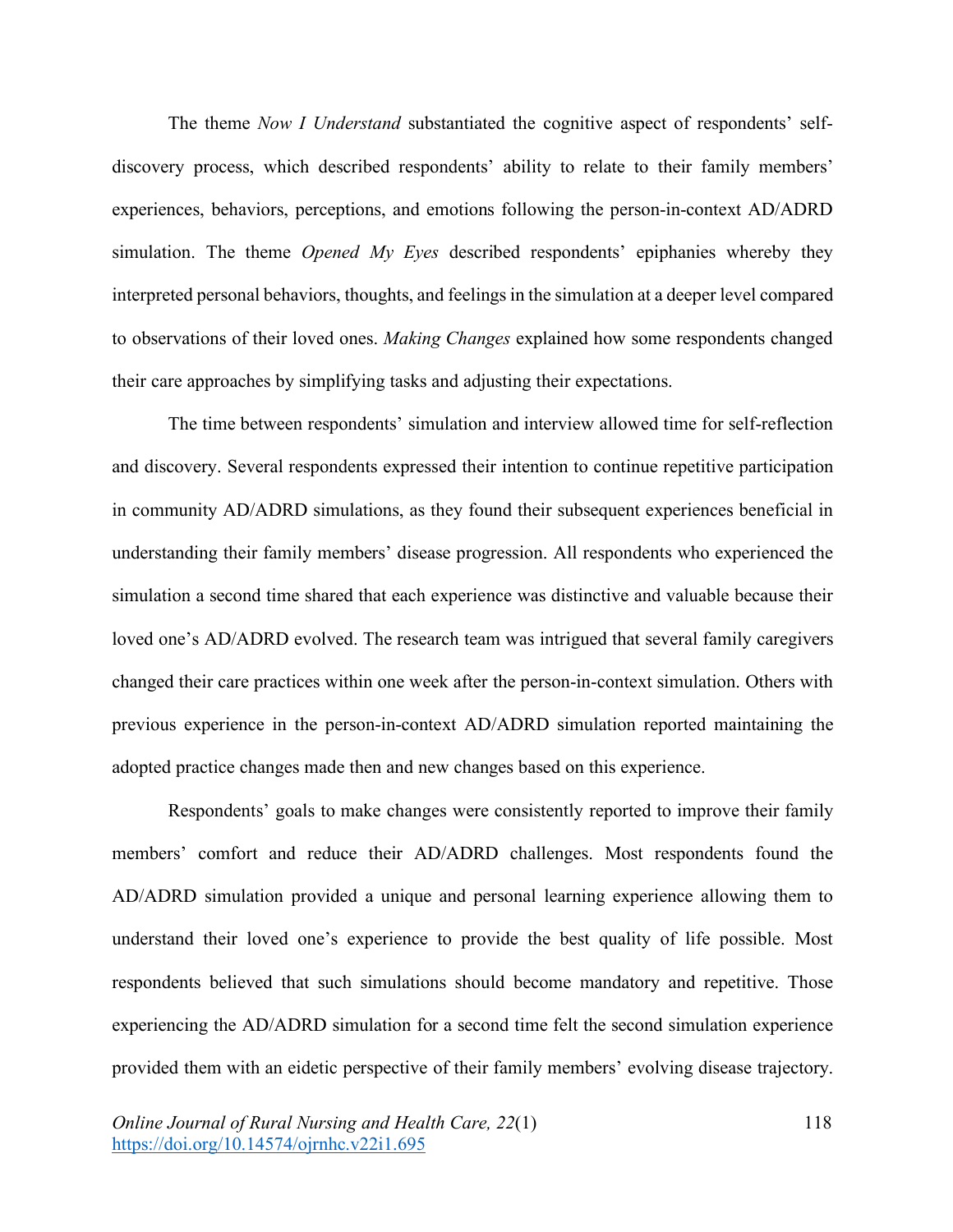The theme *Now I Understand* substantiated the cognitive aspect of respondents' self-discovery process, which described respondents' ability to relate to their family members' experiences, behaviors, perceptions, and emotions following the person-in-context AD/ADRD simulation. The theme *Opened My Eyes* described respondents' epiphanies whereby they interpreted personal behaviors, thoughts, and feelings in the simulation at a deeper level compared to observations of their loved ones. *Making Changes* explained how some respondents changed their care approaches by simplifying tasks and adjusting their expectations.

The time between respondents' simulation and interview allowed time for self-reflection and discovery. Several respondents expressed their intention to continue repetitive participation in community AD/ADRD simulations, as they found their subsequent experiences beneficial in understanding their family members' disease progression. All respondents who experienced the simulation a second time shared that each experience was distinctive and valuable because their loved one's AD/ADRD evolved. The research team was intrigued that several family caregivers changed their care practices within one week after the person-in-context simulation. Others with previous experience in the person-in-context AD/ADRD simulation reported maintaining the adopted practice changes made then and new changes based on this experience.

Respondents' goals to make changes were consistently reported to improve their family members' comfort and reduce their AD/ADRD challenges. Most respondents found the AD/ADRD simulation provided a unique and personal learning experience allowing them to understand their loved one's experience to provide the best quality of life possible. Most respondents believed that such simulations should become mandatory and repetitive. Those experiencing the AD/ADRD simulation for a second time felt the second simulation experience provided them with an eidetic perspective of their family members' evolving disease trajectory.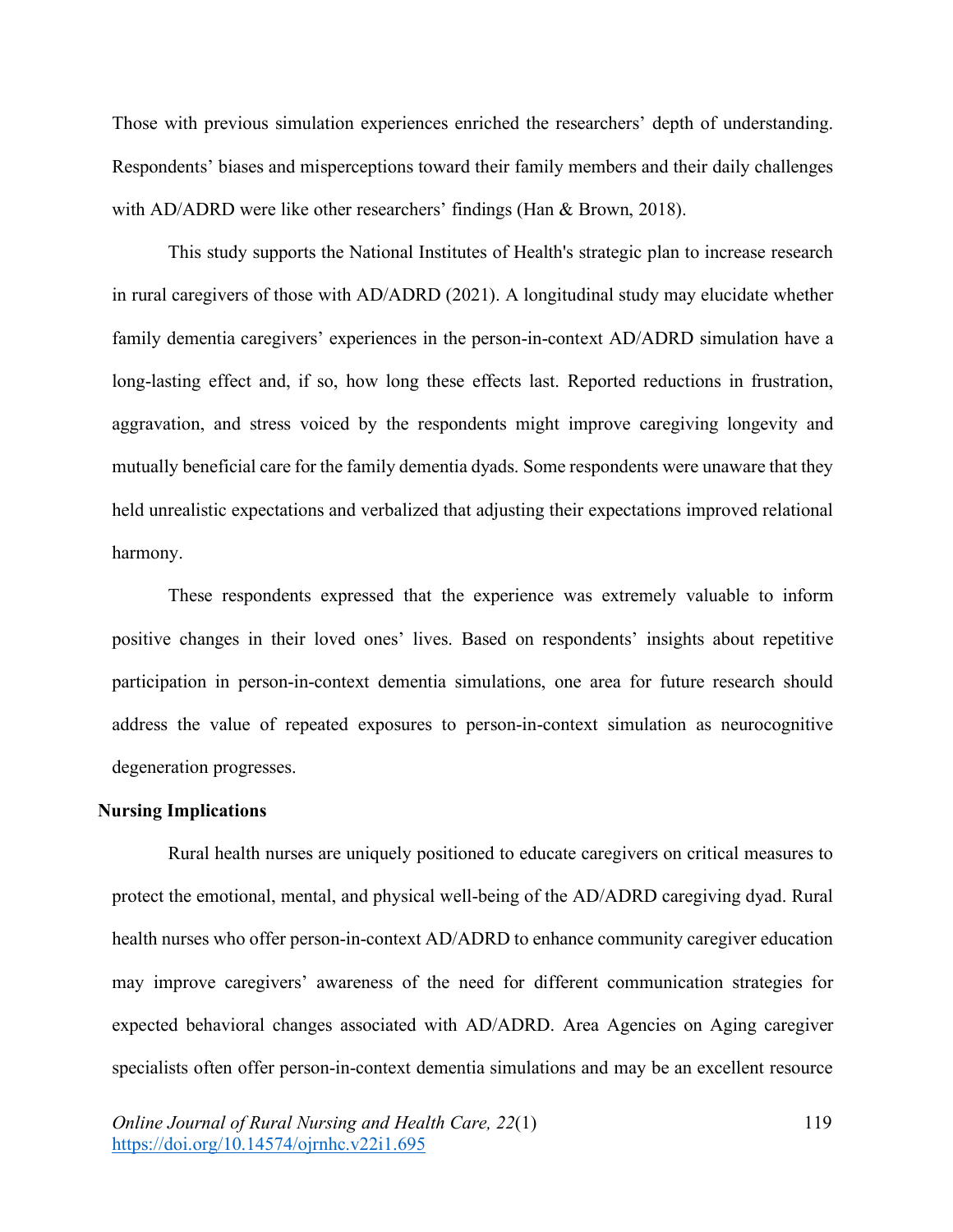Those with previous simulation experiences enriched the researchers' depth of understanding. Respondents' biases and misperceptions toward their family members and their daily challenges with AD/ADRD were like other researchers' findings (Han & Brown, 2018).

This study supports the National Institutes of Health's strategic plan to increase research in rural caregivers of those with AD/ADRD (2021). A longitudinal study may elucidate whether family dementia caregivers' experiences in the person-in-context AD/ADRD simulation have a long-lasting effect and, if so, how long these effects last. Reported reductions in frustration, aggravation, and stress voiced by the respondents might improve caregiving longevity and mutually beneficial care for the family dementia dyads. Some respondents were unaware that they held unrealistic expectations and verbalized that adjusting their expectations improved relational harmony.

These respondents expressed that the experience was extremely valuable to inform positive changes in their loved ones' lives. Based on respondents' insights about repetitive participation in person-in-context dementia simulations, one area for future research should address the value of repeated exposures to person-in-context simulation as neurocognitive degeneration progresses.

## Nursing Implications

Rural health nurses are uniquely positioned to educate caregivers on critical measures to protect the emotional, mental, and physical well-being of the AD/ADRD caregiving dyad. Rural health nurses who offer person-in-context AD/ADRD to enhance community caregiver education may improve caregivers' awareness of the need for different communication strategies for expected behavioral changes associated with AD/ADRD. Area Agencies on Aging caregiver specialists often offer person-in-context dementia simulations and may be an excellent resource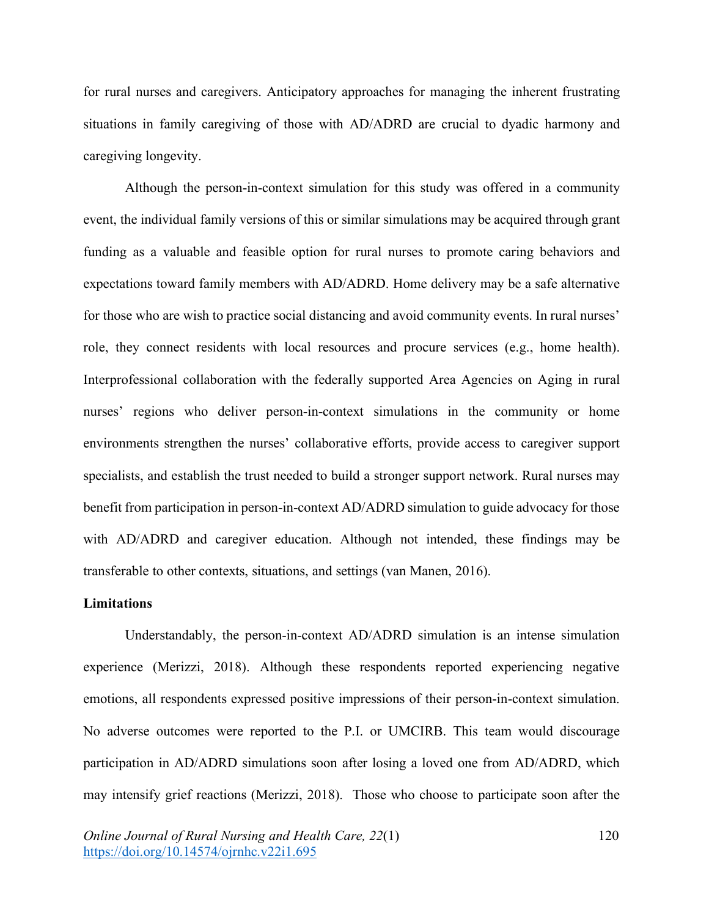for rural nurses and caregivers. Anticipatory approaches for managing the inherent frustrating situations in family caregiving of those with AD/ADRD are crucial to dyadic harmony and caregiving longevity.

Although the person-in-context simulation for this study was offered in a community event, the individual family versions of this or similar simulations may be acquired through grant funding as a valuable and feasible option for rural nurses to promote caring behaviors and expectations toward family members with AD/ADRD. Home delivery may be a safe alternative for those who are wish to practice social distancing and avoid community events. In rural nurses' role, they connect residents with local resources and procure services (e.g., home health). Interprofessional collaboration with the federally supported Area Agencies on Aging in rural nurses' regions who deliver person-in-context simulations in the community or home environments strengthen the nurses' collaborative efforts, provide access to caregiver support specialists, and establish the trust needed to build a stronger support network. Rural nurses may benefit from participation in person-in-context AD/ADRD simulation to guide advocacy for those with AD/ADRD and caregiver education. Although not intended, these findings may be transferable to other contexts, situations, and settings (van Manen, 2016).

**Limitations**

Understandably, the person-in-context AD/ADRD simulation is an intense simulation experience (Merizzi, 2018). Although these respondents reported experiencing negative emotions, all respondents expressed positive impressions of their person-in-context simulation. No adverse outcomes were reported to the P.I. or UMCIRB. This team would discourage participation in AD/ADRD simulations soon after losing a loved one from AD/ADRD, which may intensify grief reactions (Merizzi, 2018). Those who choose to participate soon after the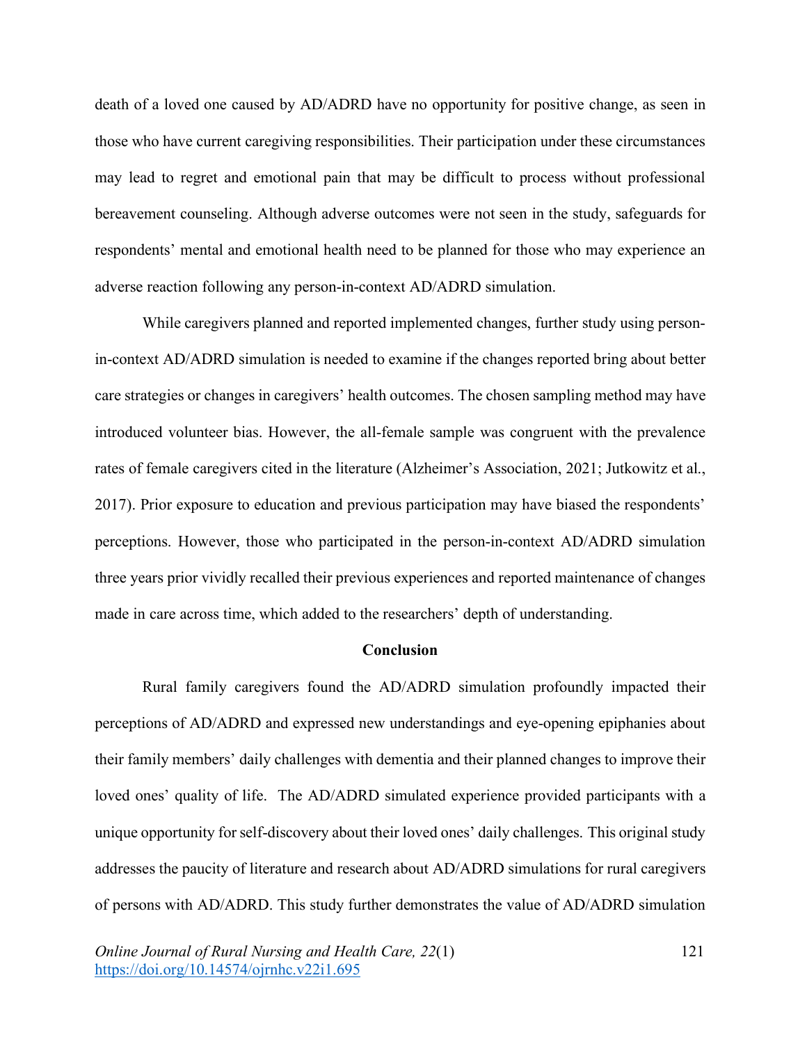death of a loved one caused by AD/ADRD have no opportunity for positive change, as seen in those who have current caregiving responsibilities. Their participation under these circumstances may lead to regret and emotional pain that may be difficult to process without professional bereavement counseling. Although adverse outcomes were not seen in the study, safeguards for respondents' mental and emotional health need to be planned for those who may experience an adverse reaction following any person-in-context AD/ADRD simulation.

While caregivers planned and reported implemented changes, further study using person-in-context AD/ADRD simulation is needed to examine if the changes reported bring about better care strategies or changes in caregivers' health outcomes. The chosen sampling method may have introduced volunteer bias. However, the all-female sample was congruent with the prevalence rates of female caregivers cited in the literature (Alzheimer's Association, 2021; Jutkowitz et al., 2017). Prior exposure to education and previous participation may have biased the respondents' perceptions. However, those who participated in the person-in-context AD/ADRD simulation three years prior vividly recalled their previous experiences and reported maintenance of changes made in care across time, which added to the researchers' depth of understanding.

## Conclusion

Rural family caregivers found the AD/ADRD simulation profoundly impacted their perceptions of AD/ADRD and expressed new understandings and eye-opening epiphanies about their family members' daily challenges with dementia and their planned changes to improve their loved ones' quality of life. The AD/ADRD simulated experience provided participants with a unique opportunity for self-discovery about their loved ones' daily challenges. This original study addresses the paucity of literature and research about AD/ADRD simulations for rural caregivers of persons with AD/ADRD. This study further demonstrates the value of AD/ADRD simulation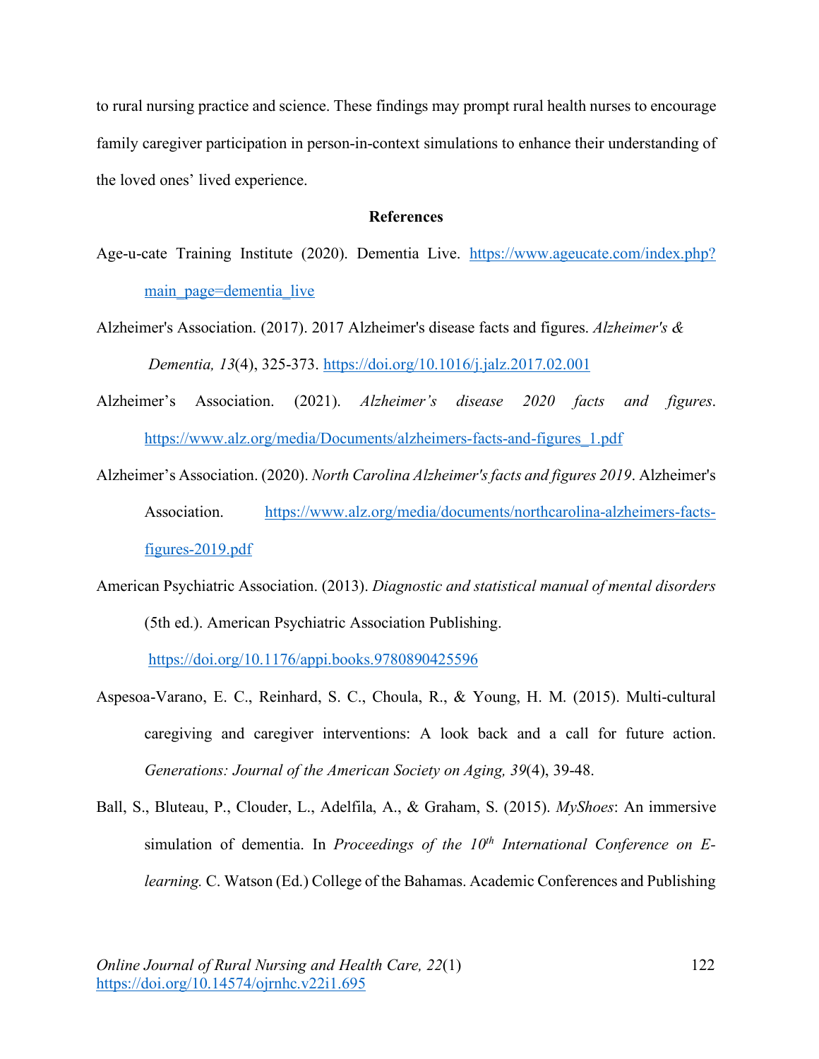to rural nursing practice and science. These findings may prompt rural health nurses to encourage family caregiver participation in person-in-context simulations to enhance their understanding of the loved ones' lived experience.

## References

Age-u-cate Training Institute (2020). Dementia Live. https://www.ageucate.com/index.php?main_page=dementia_live

Alzheimer's Association. (2017). 2017 Alzheimer's disease facts and figures. *Alzheimer's & Dementia, 13*(4), 325-373. https://doi.org/10.1016/j.jalz.2017.02.001

Alzheimer's Association. (2021). *Alzheimer's disease 2020 facts and figures*. https://www.alz.org/media/Documents/alzheimers-facts-and-figures_1.pdf

Alzheimer's Association. (2020). *North Carolina Alzheimer's facts and figures 2019*. Alzheimer's Association. https://www.alz.org/media/documents/northcarolina-alzheimers-facts-figures-2019.pdf

American Psychiatric Association. (2013). *Diagnostic and statistical manual of mental disorders* (5th ed.). American Psychiatric Association Publishing. https://doi.org/10.1176/appi.books.9780890425596

Aspesoa-Varano, E. C., Reinhard, S. C., Choula, R., & Young, H. M. (2015). Multi-cultural caregiving and caregiver interventions: A look back and a call for future action. *Generations: Journal of the American Society on Aging, 39*(4), 39-48.

Ball, S., Bluteau, P., Clouder, L., Adelfila, A., & Graham, S. (2015). *MyShoes*: An immersive simulation of dementia. In *Proceedings of the 10th International Conference on E-learning.* C. Watson (Ed.) College of the Bahamas. Academic Conferences and Publishing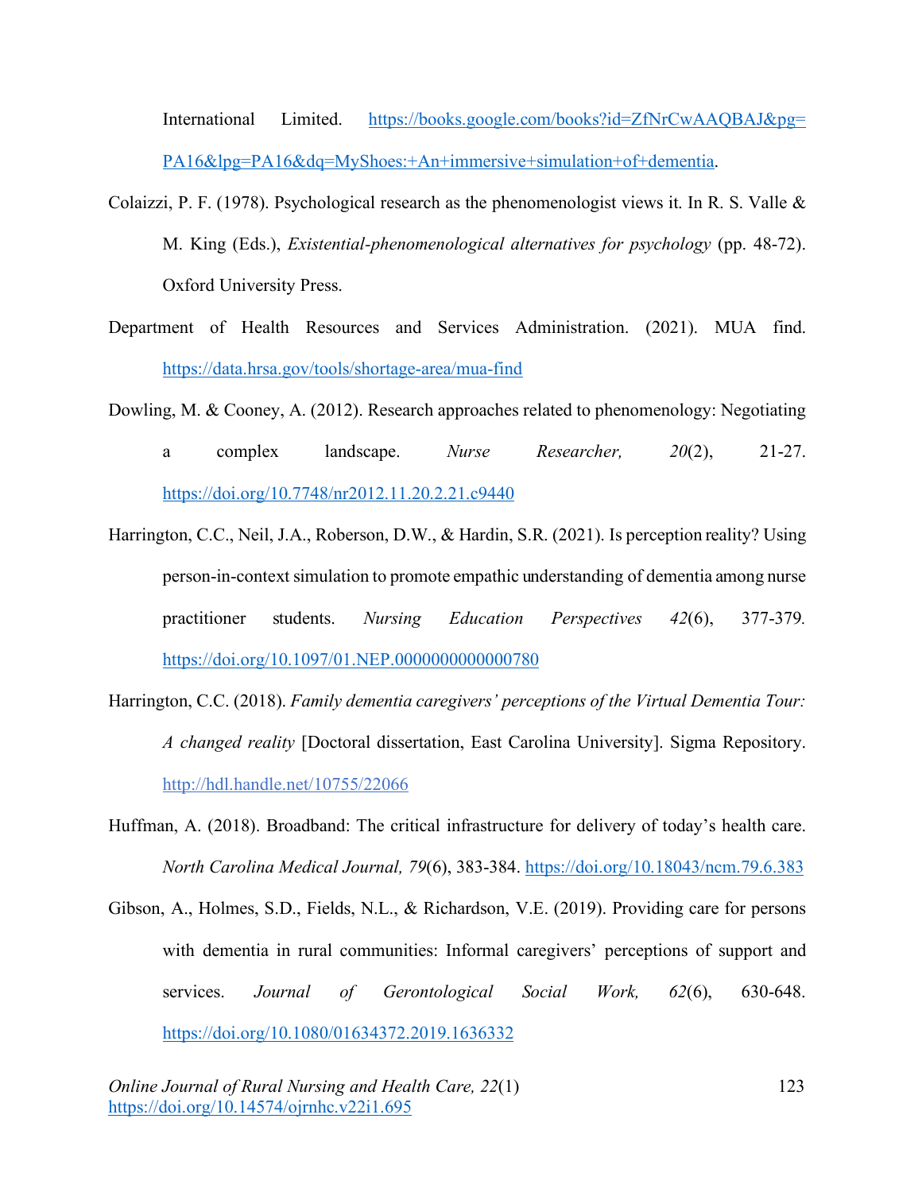International Limited. https://books.google.com/books?id=ZfNrCwAAQBAJ&pg=PA16&lpg=PA16&dq=MyShoes:+An+immersive+simulation+of+dementia.

Colaizzi, P. F. (1978). Psychological research as the phenomenologist views it. In R. S. Valle & M. King (Eds.), *Existential-phenomenological alternatives for psychology* (pp. 48-72). Oxford University Press.

Department of Health Resources and Services Administration. (2021). MUA find. https://data.hrsa.gov/tools/shortage-area/mua-find

Dowling, M. & Cooney, A. (2012). Research approaches related to phenomenology: Negotiating a complex landscape. *Nurse Researcher, 20*(2), 21-27. https://doi.org/10.7748/nr2012.11.20.2.21.c9440

Harrington, C.C., Neil, J.A., Roberson, D.W., & Hardin, S.R. (2021). Is perception reality? Using person-in-context simulation to promote empathic understanding of dementia among nurse practitioner students. *Nursing Education Perspectives 42*(6), 377-379. https://doi.org/10.1097/01.NEP.0000000000000780

Harrington, C.C. (2018). *Family dementia caregivers' perceptions of the Virtual Dementia Tour: A changed reality* [Doctoral dissertation, East Carolina University]. Sigma Repository. http://hdl.handle.net/10755/22066

Huffman, A. (2018). Broadband: The critical infrastructure for delivery of today's health care. *North Carolina Medical Journal, 79*(6), 383-384. https://doi.org/10.18043/ncm.79.6.383

Gibson, A., Holmes, S.D., Fields, N.L., & Richardson, V.E. (2019). Providing care for persons with dementia in rural communities: Informal caregivers' perceptions of support and services. *Journal of Gerontological Social Work, 62*(6), 630-648. https://doi.org/10.1080/01634372.2019.1636332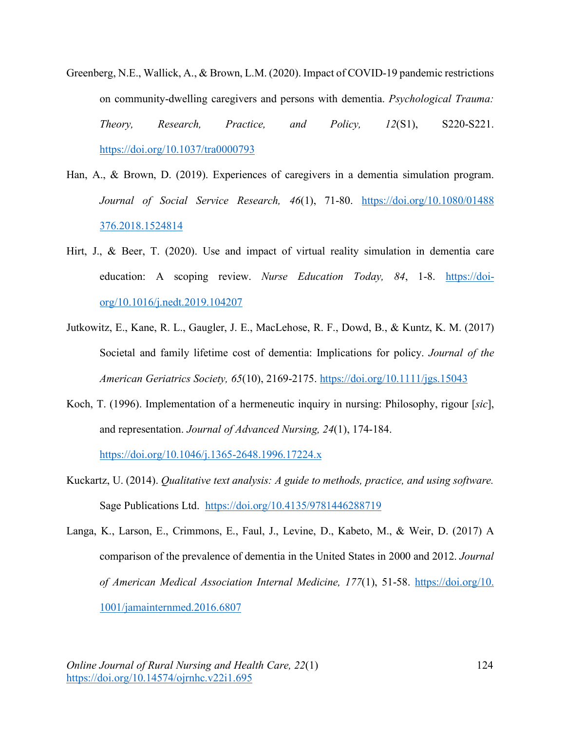Greenberg, N.E., Wallick, A., & Brown, L.M. (2020). Impact of COVID-19 pandemic restrictions on community-dwelling caregivers and persons with dementia. *Psychological Trauma: Theory, Research, Practice, and Policy, 12*(S1), S220-S221. https://doi.org/10.1037/tra0000793

Han, A., & Brown, D. (2019). Experiences of caregivers in a dementia simulation program. *Journal of Social Service Research, 46*(1), 71-80. https://doi.org/10.1080/01488376.2018.1524814

Hirt, J., & Beer, T. (2020). Use and impact of virtual reality simulation in dementia care education: A scoping review. *Nurse Education Today, 84*, 1-8. https://doi-org/10.1016/j.nedt.2019.104207

Jutkowitz, E., Kane, R. L., Gaugler, J. E., MacLehose, R. F., Dowd, B., & Kuntz, K. M. (2017) Societal and family lifetime cost of dementia: Implications for policy. *Journal of the American Geriatrics Society, 65*(10), 2169-2175. https://doi.org/10.1111/jgs.15043

Koch, T. (1996). Implementation of a hermeneutic inquiry in nursing: Philosophy, rigour [*sic*], and representation. *Journal of Advanced Nursing, 24*(1), 174-184. https://doi.org/10.1046/j.1365-2648.1996.17224.x

Kuckartz, U. (2014). *Qualitative text analysis: A guide to methods, practice, and using software.* Sage Publications Ltd. https://doi.org/10.4135/9781446288719

Langa, K., Larson, E., Crimmons, E., Faul, J., Levine, D., Kabeto, M., & Weir, D. (2017) A comparison of the prevalence of dementia in the United States in 2000 and 2012. *Journal of American Medical Association Internal Medicine, 177*(1), 51-58. https://doi.org/10.1001/jamainternmed.2016.6807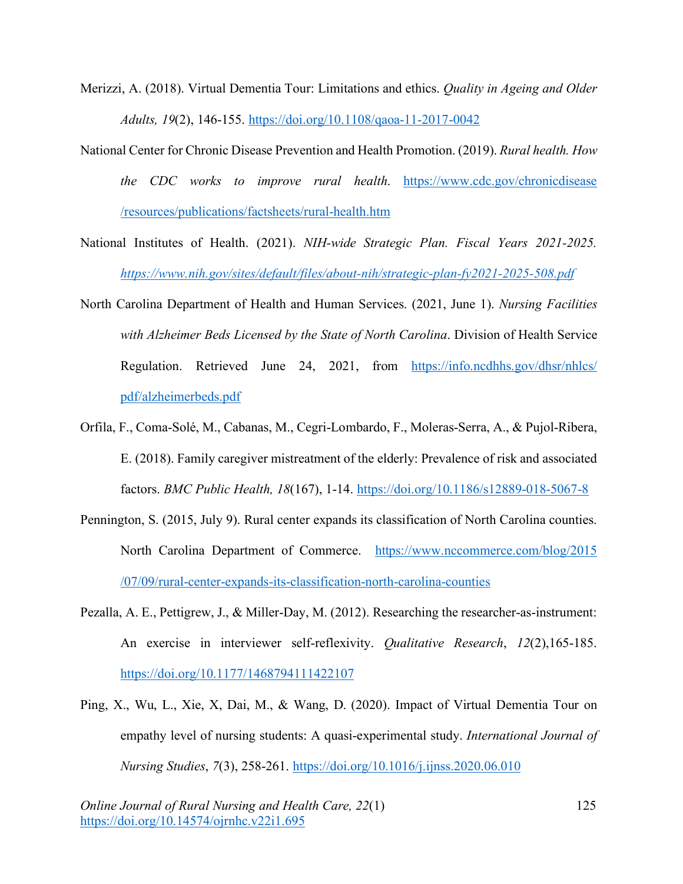Merizzi, A. (2018). Virtual Dementia Tour: Limitations and ethics. *Quality in Ageing and Older Adults, 19*(2), 146-155. https://doi.org/10.1108/qaoa-11-2017-0042

National Center for Chronic Disease Prevention and Health Promotion. (2019). *Rural health. How the CDC works to improve rural health*. https://www.cdc.gov/chronicdisease/resources/publications/factsheets/rural-health.htm

National Institutes of Health. (2021). *NIH-wide Strategic Plan. Fiscal Years 2021-2025.* *https://www.nih.gov/sites/default/files/about-nih/strategic-plan-fy2021-2025-508.pdf*

North Carolina Department of Health and Human Services. (2021, June 1). *Nursing Facilities with Alzheimer Beds Licensed by the State of North Carolina*. Division of Health Service Regulation. Retrieved June 24, 2021, from https://info.ncdhhs.gov/dhsr/nhlcs/pdf/alzheimerbeds.pdf

Orfila, F., Coma-Solé, M., Cabanas, M., Cegri-Lombardo, F., Moleras-Serra, A., & Pujol-Ribera, E. (2018). Family caregiver mistreatment of the elderly: Prevalence of risk and associated factors. *BMC Public Health, 18*(167), 1-14. https://doi.org/10.1186/s12889-018-5067-8

Pennington, S. (2015, July 9). Rural center expands its classification of North Carolina counties. North Carolina Department of Commerce. https://www.nccommerce.com/blog/2015/07/09/rural-center-expands-its-classification-north-carolina-counties

Pezalla, A. E., Pettigrew, J., & Miller-Day, M. (2012). Researching the researcher-as-instrument: An exercise in interviewer self-reflexivity. *Qualitative Research*, *12*(2),165-185. https://doi.org/10.1177/1468794111422107

Ping, X., Wu, L., Xie, X, Dai, M., & Wang, D. (2020). Impact of Virtual Dementia Tour on empathy level of nursing students: A quasi-experimental study. *International Journal of Nursing Studies*, *7*(3), 258-261. https://doi.org/10.1016/j.ijnss.2020.06.010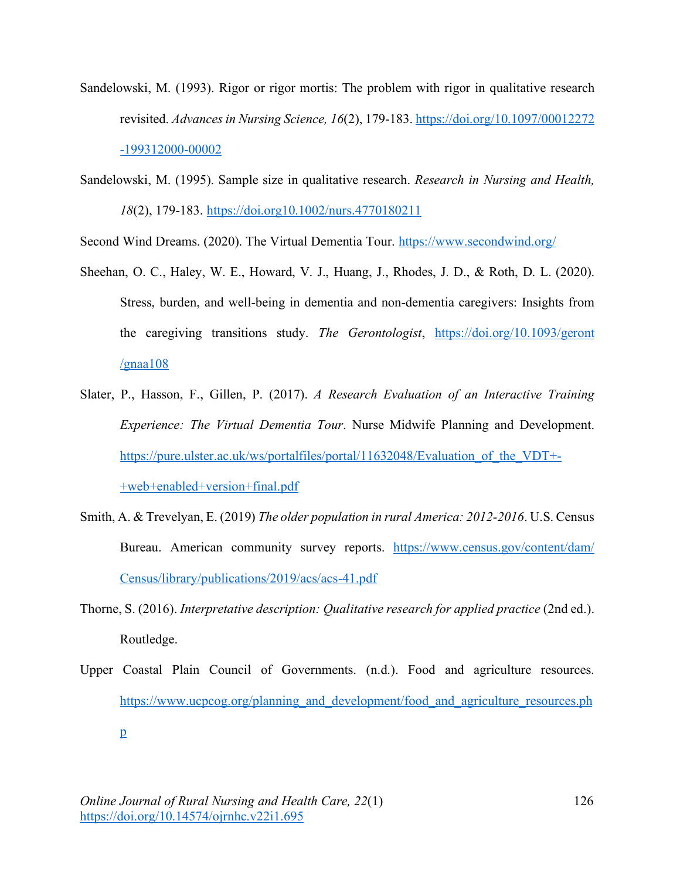Sandelowski, M. (1993). Rigor or rigor mortis: The problem with rigor in qualitative research revisited. *Advances in Nursing Science, 16*(2), 179-183. https://doi.org/10.1097/00012272-199312000-00002

Sandelowski, M. (1995). Sample size in qualitative research. *Research in Nursing and Health, 18*(2), 179-183. https://doi.org10.1002/nurs.4770180211

Second Wind Dreams. (2020). The Virtual Dementia Tour. https://www.secondwind.org/

Sheehan, O. C., Haley, W. E., Howard, V. J., Huang, J., Rhodes, J. D., & Roth, D. L. (2020). Stress, burden, and well-being in dementia and non-dementia caregivers: Insights from the caregiving transitions study. *The Gerontologist*, https://doi.org/10.1093/geront/gnaa108

Slater, P., Hasson, F., Gillen, P. (2017). *A Research Evaluation of an Interactive Training Experience: The Virtual Dementia Tour*. Nurse Midwife Planning and Development. https://pure.ulster.ac.uk/ws/portalfiles/portal/11632048/Evaluation_of_the_VDT+-+web+enabled+version+final.pdf

Smith, A. & Trevelyan, E. (2019) *The older population in rural America: 2012-2016*. U.S. Census Bureau. American community survey reports. https://www.census.gov/content/dam/Census/library/publications/2019/acs/acs-41.pdf

Thorne, S. (2016). *Interpretative description: Qualitative research for applied practice* (2nd ed.). Routledge.

Upper Coastal Plain Council of Governments. (n.d.). Food and agriculture resources. https://www.ucpcog.org/planning_and_development/food_and_agriculture_resources.php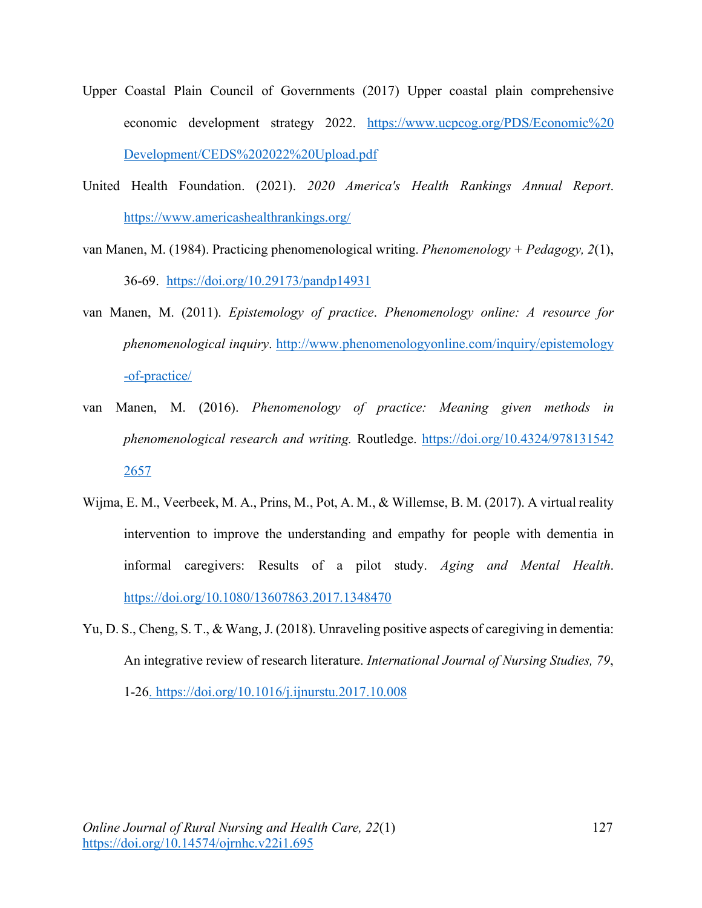Upper Coastal Plain Council of Governments (2017) Upper coastal plain comprehensive economic development strategy 2022. https://www.ucpcog.org/PDS/Economic%20Development/CEDS%202022%20Upload.pdf

United Health Foundation. (2021). *2020 America's Health Rankings Annual Report*. https://www.americashealthrankings.org/

van Manen, M. (1984). Practicing phenomenological writing. *Phenomenology + Pedagogy, 2*(1), 36-69. https://doi.org/10.29173/pandp14931

van Manen, M. (2011). *Epistemology of practice*. *Phenomenology online: A resource for phenomenological inquiry*. http://www.phenomenologyonline.com/inquiry/epistemology-of-practice/

van Manen, M. (2016). *Phenomenology of practice: Meaning given methods in phenomenological research and writing.* Routledge. https://doi.org/10.4324/9781315422657

Wijma, E. M., Veerbeek, M. A., Prins, M., Pot, A. M., & Willemse, B. M. (2017). A virtual reality intervention to improve the understanding and empathy for people with dementia in informal caregivers: Results of a pilot study. *Aging and Mental Health*. https://doi.org/10.1080/13607863.2017.1348470

Yu, D. S., Cheng, S. T., & Wang, J. (2018). Unraveling positive aspects of caregiving in dementia: An integrative review of research literature. *International Journal of Nursing Studies, 79*, 1-26. https://doi.org/10.1016/j.ijnurstu.2017.10.008